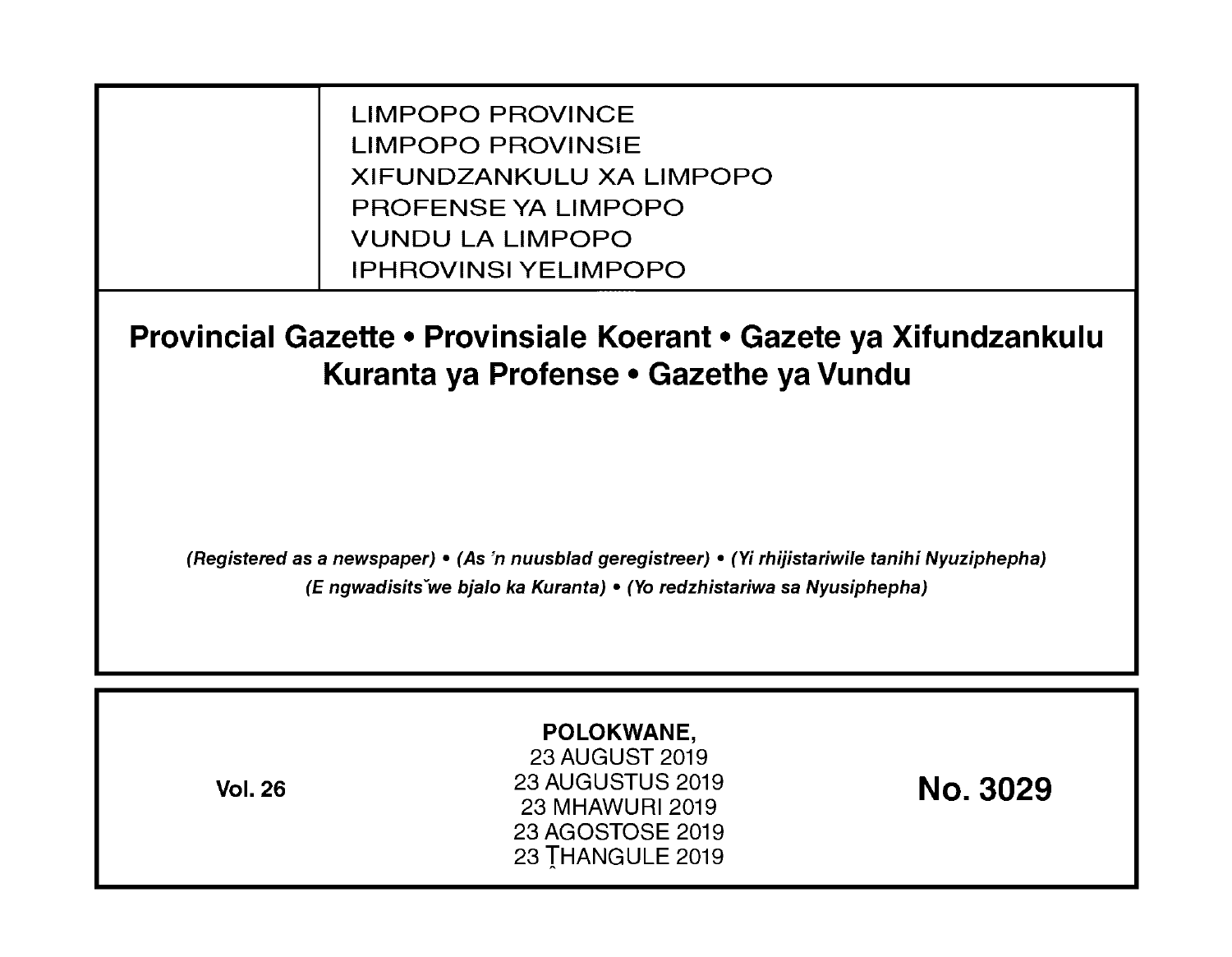LIMPOPO PROVINCE
LIMPOPO PROVINSIE
XIFUNDZANKULU XA LIMPOPO
PROFENSE YA LIMPOPO
VUNDU LA LIMPOPO
IPHROVINSI YELIMPOPO

# Provincial Gazette • Provinsiale Koerant • Gazete ya Xifundzankulu Kuranta ya Profense • Gazethe ya Vundu

*(Registered as a newspaper) • (As 'n nuusblad geregistreer) • (Yi rhijistariwile tanihi Nyuziphepha) (E ngwadisitšwe bjalo ka Kuranta) • (Yo redzhistariwa sa Nyusiphepha)*

**Vol. 26**

**POLOKWANE,**
23 AUGUST 2019
23 AUGUSTUS 2019
23 MHAWURI 2019
23 AGOSTOSE 2019
23 ṰHANGULE 2019

**No. 3029**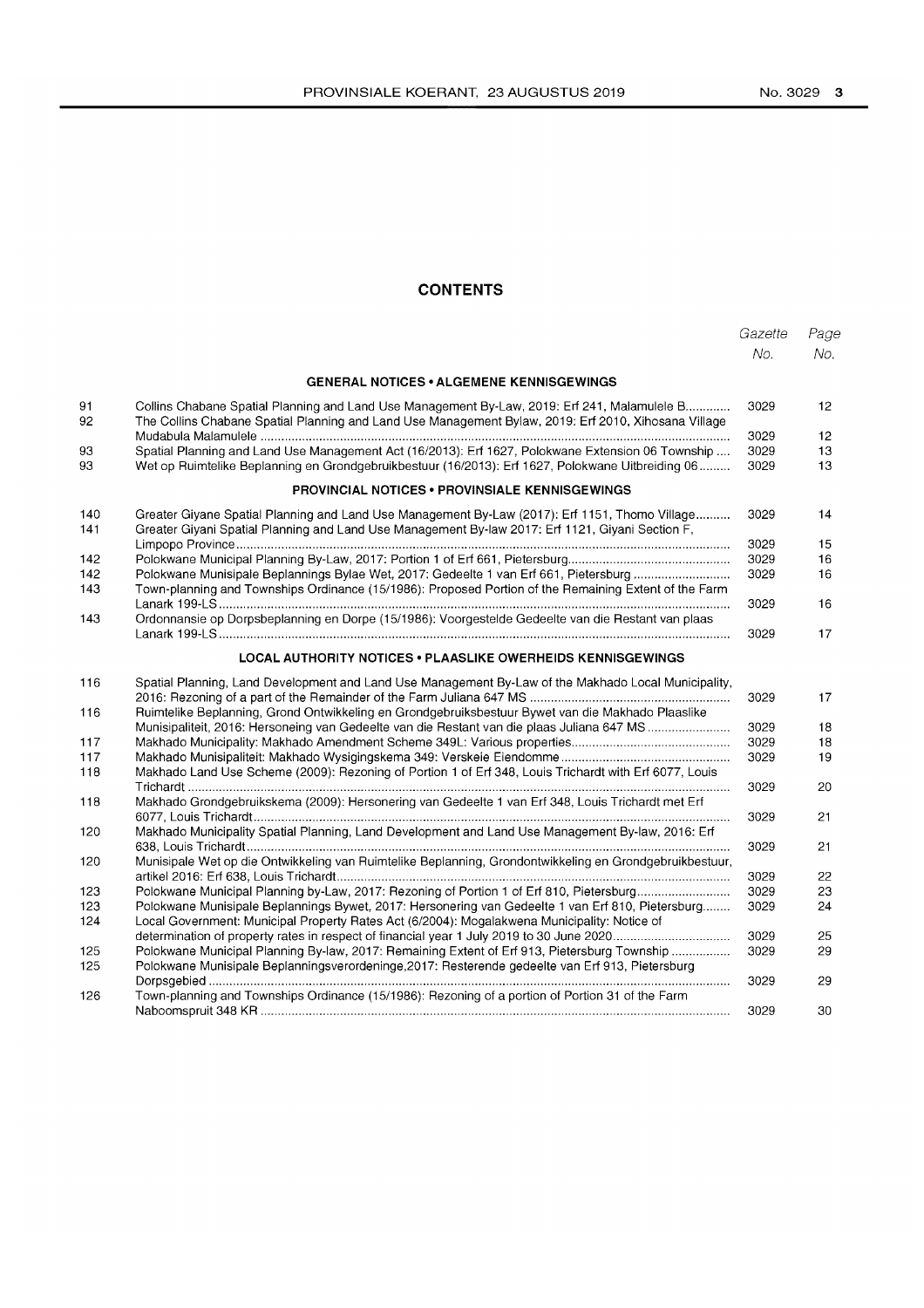## CONTENTS

| | | Gazette No. | Page No. |
|---|---|---|---|
| | **GENERAL NOTICES • ALGEMENE KENNISGEWINGS** | | |
| 91 | Collins Chabane Spatial Planning and Land Use Management By-Law, 2019: Erf 241, Malamulele B | 3029 | 12 |
| 92 | The Collins Chabane Spatial Planning and Land Use Management Bylaw, 2019: Erf 2010, Xihosana Village Mudabula Malamulele | 3029 | 12 |
| 93 | Spatial Planning and Land Use Management Act (16/2013): Erf 1627, Polokwane Extension 06 Township | 3029 | 13 |
| 93 | Wet op Ruimtelike Beplanning en Grondgebruikbestuur (16/2013): Erf 1627, Polokwane Uitbreiding 06 | 3029 | 13 |
| | **PROVINCIAL NOTICES • PROVINSIALE KENNISGEWINGS** | | |
| 140 | Greater Giyane Spatial Planning and Land Use Management By-Law (2017): Erf 1151, Thomo Village | 3029 | 14 |
| 141 | Greater Giyani Spatial Planning and Land Use Management By-law 2017: Erf 1121, Giyani Section F, Limpopo Province | 3029 | 15 |
| 142 | Polokwane Municipal Planning By-Law, 2017: Portion 1 of Erf 661, Pietersburg | 3029 | 16 |
| 142 | Polokwane Munisipale Beplannings Bylae Wet, 2017: Gedeelte 1 van Erf 661, Pietersburg | 3029 | 16 |
| 143 | Town-planning and Townships Ordinance (15/1986): Proposed Portion of the Remaining Extent of the Farm Lanark 199-LS | 3029 | 16 |
| 143 | Ordonnansie op Dorpsbeplanning en Dorpe (15/1986): Voorgestelde Gedeelte van die Restant van plaas Lanark 199-LS | 3029 | 17 |
| | **LOCAL AUTHORITY NOTICES • PLAASLIKE OWERHEIDS KENNISGEWINGS** | | |
| 116 | Spatial Planning, Land Development and Land Use Management By-Law of the Makhado Local Municipality, 2016: Rezoning of a part of the Remainder of the Farm Juliana 647 MS | 3029 | 17 |
| 116 | Ruimtelike Beplanning, Grond Ontwikkeling en Grondgebruiksbestuur Bywet van die Makhado Plaaslike Munisipaliteit, 2016: Hersoneing van Gedeelte van die Restant van die plaas Juliana 647 MS | 3029 | 18 |
| 117 | Makhado Municipality: Makhado Amendment Scheme 349L: Various properties | 3029 | 18 |
| 117 | Makhado Munisipaliteit: Makhado Wysigingskema 349: Verskeie Eiendomme | 3029 | 19 |
| 118 | Makhado Land Use Scheme (2009): Rezoning of Portion 1 of Erf 348, Louis Trichardt with Erf 6077, Louis Trichardt | 3029 | 20 |
| 118 | Makhado Grondgebruikskema (2009): Hersonering van Gedeelte 1 van Erf 348, Louis Trichardt met Erf 6077, Louis Trichardt | 3029 | 21 |
| 120 | Makhado Municipality Spatial Planning, Land Development and Land Use Management By-law, 2016: Erf 638, Louis Trichardt | 3029 | 21 |
| 120 | Munisipale Wet op die Ontwikkeling van Ruimtelike Beplanning, Grondontwikkeling en Grondgebruikbestuur, artikel 2016: Erf 638, Louis Trichardt | 3029 | 22 |
| 123 | Polokwane Municipal Planning by-Law, 2017: Rezoning of Portion 1 of Erf 810, Pietersburg | 3029 | 23 |
| 123 | Polokwane Munisipale Beplannings Bywet, 2017: Hersonering van Gedeelte 1 van Erf 810, Pietersburg | 3029 | 24 |
| 124 | Local Government: Municipal Property Rates Act (6/2004): Mogalakwena Municipality: Notice of determination of property rates in respect of financial year 1 July 2019 to 30 June 2020 | 3029 | 25 |
| 125 | Polokwane Municipal Planning By-law, 2017: Remaining Extent of Erf 913, Pietersburg Township | 3029 | 29 |
| 125 | Polokwane Munisipale Beplanningsverordeninge,2017: Resterende gedeelte van Erf 913, Pietersburg Dorpsgebied | 3029 | 29 |
| 126 | Town-planning and Townships Ordinance (15/1986): Rezoning of a portion of Portion 31 of the Farm Naboomspruit 348 KR | 3029 | 30 |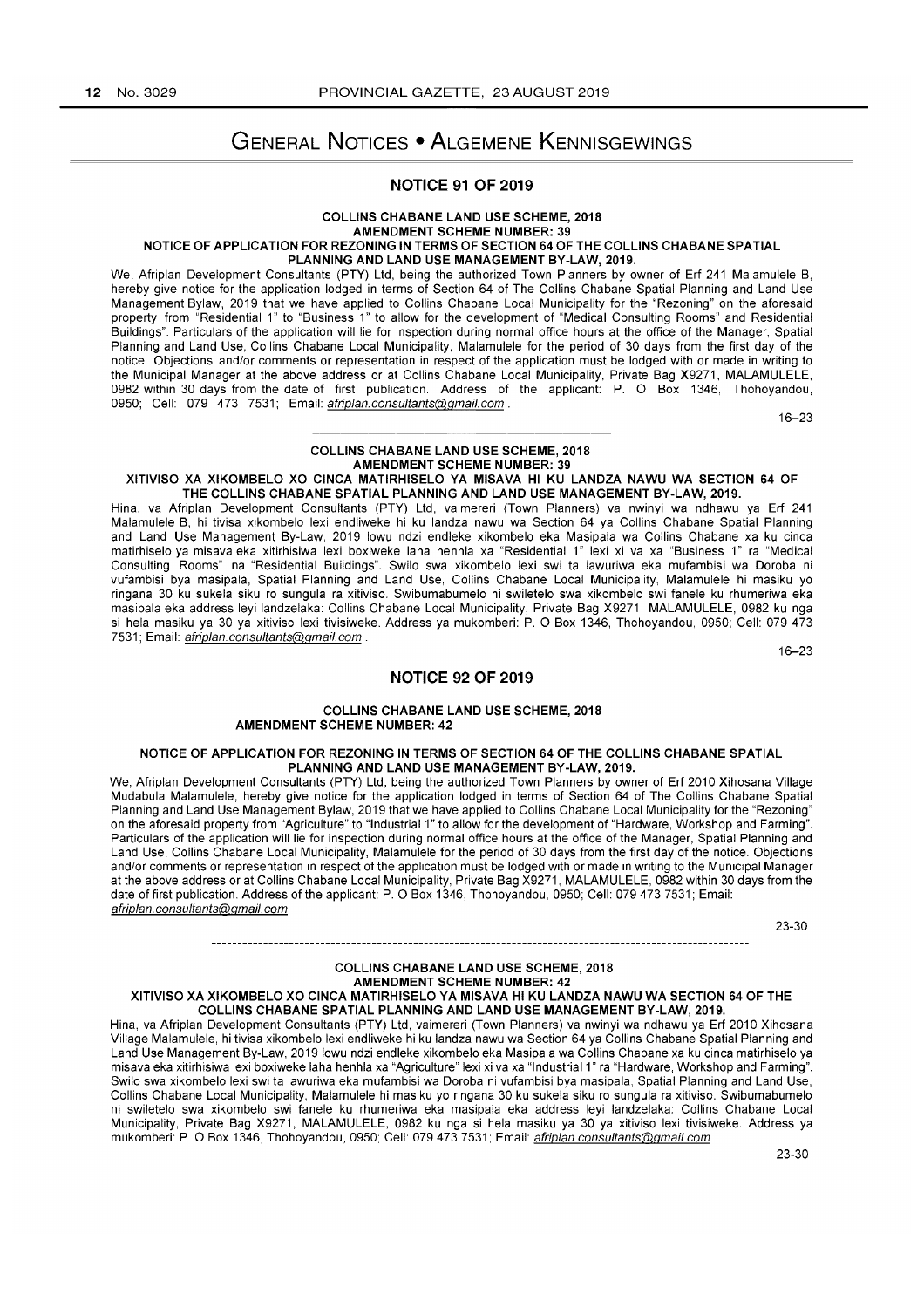# General Notices • Algemene Kennisgewings

## NOTICE 91 OF 2019

**COLLINS CHABANE LAND USE SCHEME, 2018**
**AMENDMENT SCHEME NUMBER: 39**
**NOTICE OF APPLICATION FOR REZONING IN TERMS OF SECTION 64 OF THE COLLINS CHABANE SPATIAL PLANNING AND LAND USE MANAGEMENT BY-LAW, 2019.**

We, Afriplan Development Consultants (PTY) Ltd, being the authorized Town Planners by owner of Erf 241 Malamulele B, hereby give notice for the application lodged in terms of Section 64 of The Collins Chabane Spatial Planning and Land Use Management Bylaw, 2019 that we have applied to Collins Chabane Local Municipality for the "Rezoning" on the aforesaid property from "Residential 1" to "Business 1" to allow for the development of "Medical Consulting Rooms" and Residential Buildings". Particulars of the application will lie for inspection during normal office hours at the office of the Manager, Spatial Planning and Land Use, Collins Chabane Local Municipality, Malamulele for the period of 30 days from the first day of the notice. Objections and/or comments or representation in respect of the application must be lodged with or made in writing to the Municipal Manager at the above address or at Collins Chabane Local Municipality, Private Bag X9271, MALAMULELE, 0982 within 30 days from the date of first publication. Address of the applicant: P. O Box 1346, Thohoyandou, 0950; Cell: 079 473 7531; Email: *afriplan.consultants@gmail.com* .

16–23

---

**COLLINS CHABANE LAND USE SCHEME, 2018**
**AMENDMENT SCHEME NUMBER: 39**
**XITIVISO XA XIKOMBELO XO CINCA MATIRHISELO YA MISAVA HI KU LANDZA NAWU WA SECTION 64 OF THE COLLINS CHABANE SPATIAL PLANNING AND LAND USE MANAGEMENT BY-LAW, 2019.**

Hina, va Afriplan Development Consultants (PTY) Ltd, vaimereri (Town Planners) va nwinyi wa ndhawu ya Erf 241 Malamulele B, hi tivisa xikombelo lexi endliweke hi ku landza nawu wa Section 64 ya Collins Chabane Spatial Planning and Land Use Management By-Law, 2019 lowu ndzi endleke xikombelo eka Masipala wa Collins Chabane xa ku cinca matirhiselo ya misava eka xitirhisiwa lexi boxiweke laha henhla xa "Residential 1" lexi xi va xa "Business 1" ra "Medical Consulting Rooms" na "Residential Buildings". Swilo swa xikombelo lexi swi ta lawuriwa eka mufambisi wa Doroba ni vufambisi bya masipala, Spatial Planning and Land Use, Collins Chabane Local Municipality, Malamulele hi masiku yo ringana 30 ku sukela siku ro sungula ra xitiviso. Swibumabumelo ni swiletelo swa xikombelo swi fanele ku rhumeriwa eka masipala eka address leyi landzelaka: Collins Chabane Local Municipality, Private Bag X9271, MALAMULELE, 0982 ku nga si hela masiku ya 30 ya xitiviso lexi tivisiweke. Address ya mukomberi: P. O Box 1346, Thohoyandou, 0950; Cell: 079 473 7531; Email: *afriplan.consultants@gmail.com* .

16–23

## NOTICE 92 OF 2019

**COLLINS CHABANE LAND USE SCHEME, 2018**
**AMENDMENT SCHEME NUMBER: 42**

**NOTICE OF APPLICATION FOR REZONING IN TERMS OF SECTION 64 OF THE COLLINS CHABANE SPATIAL PLANNING AND LAND USE MANAGEMENT BY-LAW, 2019.**

We, Afriplan Development Consultants (PTY) Ltd, being the authorized Town Planners by owner of Erf 2010 Xihosana Village Mudabula Malamulele, hereby give notice for the application lodged in terms of Section 64 of The Collins Chabane Spatial Planning and Land Use Management Bylaw, 2019 that we have applied to Collins Chabane Local Municipality for the "Rezoning" on the aforesaid property from "Agriculture" to "Industrial 1" to allow for the development of "Hardware, Workshop and Farming". Particulars of the application will lie for inspection during normal office hours at the office of the Manager, Spatial Planning and Land Use, Collins Chabane Local Municipality, Malamulele for the period of 30 days from the first day of the notice. Objections and/or comments or representation in respect of the application must be lodged with or made in writing to the Municipal Manager at the above address or at Collins Chabane Local Municipality, Private Bag X9271, MALAMULELE, 0982 within 30 days from the date of first publication. Address of the applicant: P. O Box 1346, Thohoyandou, 0950; Cell: 079 473 7531; Email: *afriplan.consultants@gmail.com*

23-30

---

**COLLINS CHABANE LAND USE SCHEME, 2018**
**AMENDMENT SCHEME NUMBER: 42**
**XITIVISO XA XIKOMBELO XO CINCA MATIRHISELO YA MISAVA HI KU LANDZA NAWU WA SECTION 64 OF THE COLLINS CHABANE SPATIAL PLANNING AND LAND USE MANAGEMENT BY-LAW, 2019.**

Hina, va Afriplan Development Consultants (PTY) Ltd, vaimereri (Town Planners) va nwinyi wa ndhawu ya Erf 2010 Xihosana Village Malamulele, hi tivisa xikombelo lexi endliweke hi ku landza nawu wa Section 64 ya Collins Chabane Spatial Planning and Land Use Management By-Law, 2019 lowu ndzi endleke xikombelo eka Masipala wa Collins Chabane xa ku cinca matirhiselo ya misava eka xitirhisiwa lexi boxiweke laha henhla xa "Agriculture" lexi xi va xa "Industrial 1" ra "Hardware, Workshop and Farming". Swilo swa xikombelo lexi swi ta lawuriwa eka mufambisi wa Doroba ni vufambisi bya masipala, Spatial Planning and Land Use, Collins Chabane Local Municipality, Malamulele hi masiku yo ringana 30 ku sukela siku ro sungula ra xitiviso. Swibumabumelo ni swiletelo swa xikombelo swi fanele ku rhumeriwa eka masipala eka address leyi landzelaka: Collins Chabane Local Municipality, Private Bag X9271, MALAMULELE, 0982 ku nga si hela masiku ya 30 ya xitiviso lexi tivisiweke. Address ya mukomberi: P. O Box 1346, Thohoyandou, 0950; Cell: 079 473 7531; Email: *afriplan.consultants@gmail.com*

23-30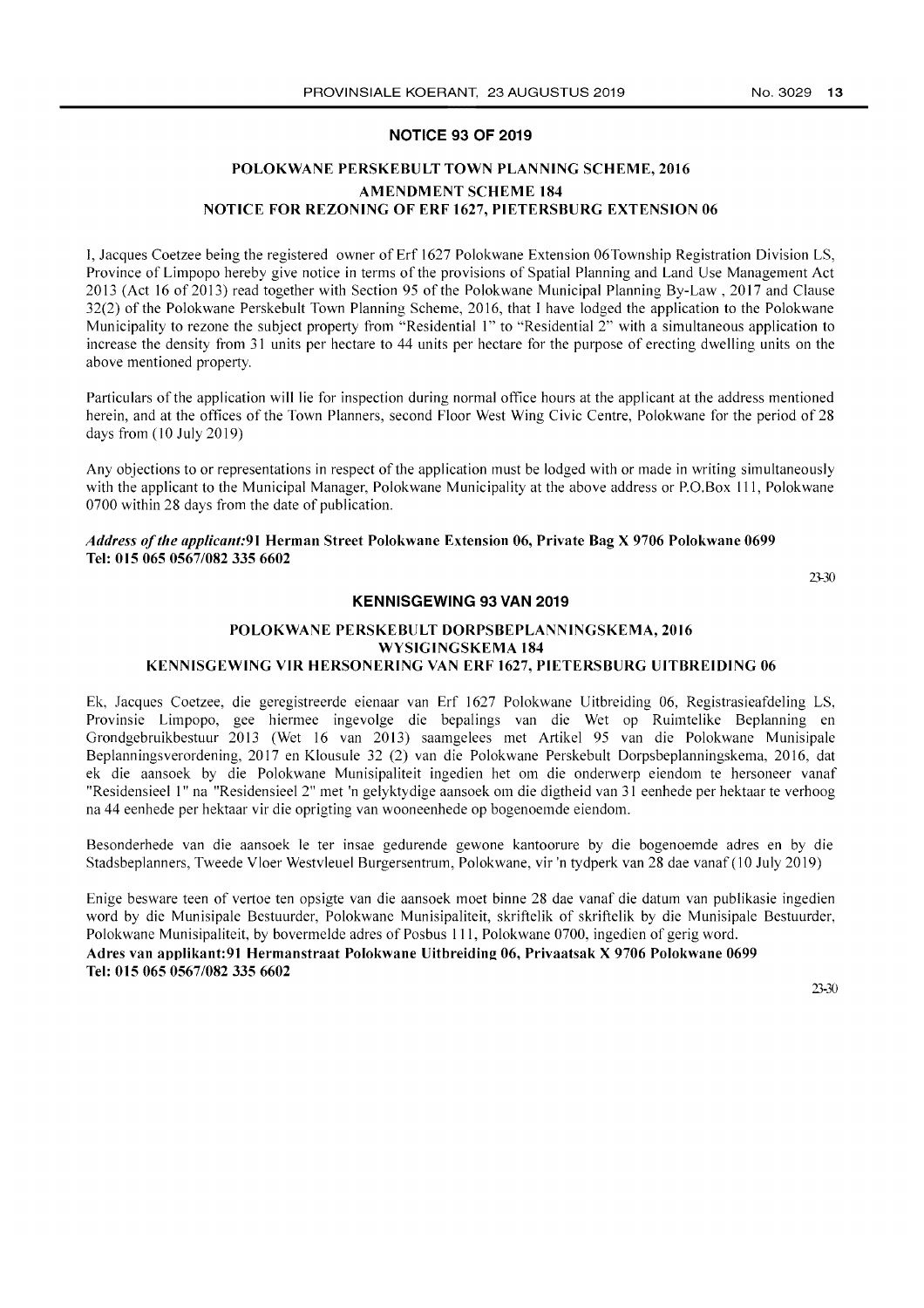## NOTICE 93 OF 2019

### POLOKWANE PERSKEBULT TOWN PLANNING SCHEME, 2016
### AMENDMENT SCHEME 184
### NOTICE FOR REZONING OF ERF 1627, PIETERSBURG EXTENSION 06

I, Jacques Coetzee being the registered owner of Erf 1627 Polokwane Extension 06Township Registration Division LS, Province of Limpopo hereby give notice in terms of the provisions of Spatial Planning and Land Use Management Act 2013 (Act 16 of 2013) read together with Section 95 of the Polokwane Municipal Planning By-Law , 2017 and Clause 32(2) of the Polokwane Perskebult Town Planning Scheme, 2016, that I have lodged the application to the Polokwane Municipality to rezone the subject property from "Residential 1" to "Residential 2" with a simultaneous application to increase the density from 31 units per hectare to 44 units per hectare for the purpose of erecting dwelling units on the above mentioned property.

Particulars of the application will lie for inspection during normal office hours at the applicant at the address mentioned herein, and at the offices of the Town Planners, second Floor West Wing Civic Centre, Polokwane for the period of 28 days from (10 July 2019)

Any objections to or representations in respect of the application must be lodged with or made in writing simultaneously with the applicant to the Municipal Manager, Polokwane Municipality at the above address or P.O.Box 111, Polokwane 0700 within 28 days from the date of publication.

***Address of the applicant:*91 Herman Street Polokwane Extension 06, Private Bag X 9706 Polokwane 0699**
**Tel: 015 065 0567/082 335 6602**

23-30

## KENNISGEWING 93 VAN 2019

### POLOKWANE PERSKEBULT DORPSBEPLANNINGSKEMA, 2016
### WYSIGINGSKEMA 184
### KENNISGEWING VIR HERSONERING VAN ERF 1627, PIETERSBURG UITBREIDING 06

Ek, Jacques Coetzee, die geregistreerde eienaar van Erf 1627 Polokwane Uitbreiding 06, Registrasieafdeling LS, Provinsie Limpopo, gee hiermee ingevolge die bepalings van die Wet op Ruimtelike Beplanning en Grondgebruikbestuur 2013 (Wet 16 van 2013) saamgelees met Artikel 95 van die Polokwane Munisipale Beplanningsverordening, 2017 en Klousule 32 (2) van die Polokwane Perskebult Dorpsbeplanningskema, 2016, dat ek die aansoek by die Polokwane Munisipaliteit ingedien het om die onderwerp eiendom te hersoneer vanaf "Residensieel 1" na "Residensieel 2" met 'n gelyktydige aansoek om die digtheid van 31 eenhede per hektaar te verhoog na 44 eenhede per hektaar vir die oprigting van wooneenhede op bogenoemde eiendom.

Besonderhede van die aansoek le ter insae gedurende gewone kantoorure by die bogenoemde adres en by die Stadsbeplanners, Tweede Vloer Westvleuel Burgersentrum, Polokwane, vir 'n tydperk van 28 dae vanaf (10 July 2019)

Enige besware teen of vertoe ten opsigte van die aansoek moet binne 28 dae vanaf die datum van publikasie ingedien word by die Munisipale Bestuurder, Polokwane Munisipaliteit, skriftelik of skriftelik by die Munisipale Bestuurder, Polokwane Munisipaliteit, by bovermelde adres of Posbus 111, Polokwane 0700, ingedien of gerig word.

**Adres van applikant:91 Hermanstraat Polokwane Uitbreiding 06, Privaatsak X 9706 Polokwane 0699**
**Tel: 015 065 0567/082 335 6602**

23-30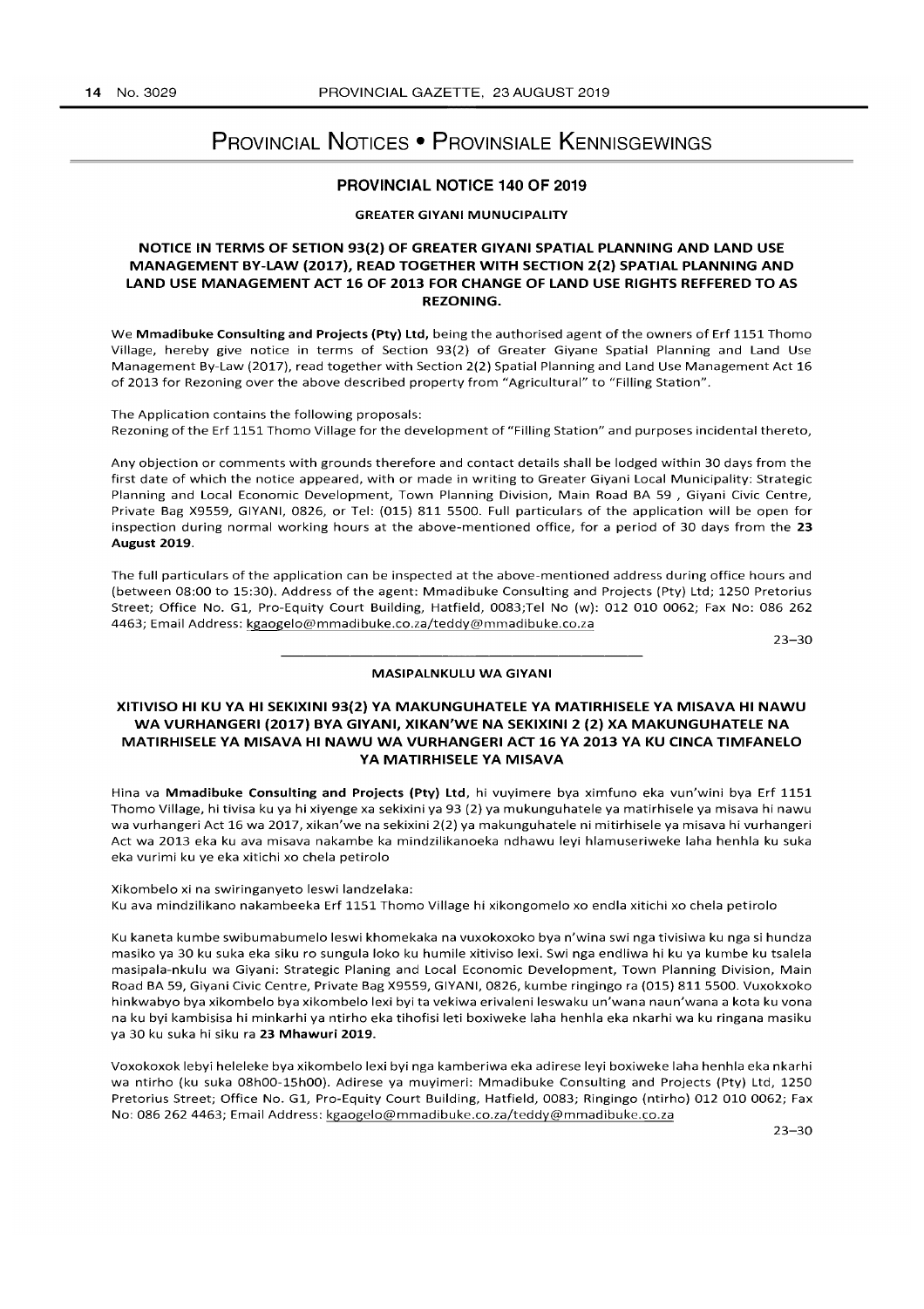# PROVINCIAL NOTICES • PROVINSIALE KENNISGEWINGS

## PROVINCIAL NOTICE 140 OF 2019

**GREATER GIYANI MUNUCIPALITY**

### NOTICE IN TERMS OF SETION 93(2) OF GREATER GIYANI SPATIAL PLANNING AND LAND USE MANAGEMENT BY-LAW (2017), READ TOGETHER WITH SECTION 2(2) SPATIAL PLANNING AND LAND USE MANAGEMENT ACT 16 OF 2013 FOR CHANGE OF LAND USE RIGHTS REFFERED TO AS REZONING.

We **Mmadibuke Consulting and Projects (Pty) Ltd,** being the authorised agent of the owners of Erf 1151 Thomo Village, hereby give notice in terms of Section 93(2) of Greater Giyane Spatial Planning and Land Use Management By-Law (2017), read together with Section 2(2) Spatial Planning and Land Use Management Act 16 of 2013 for Rezoning over the above described property from "Agricultural" to "Filling Station".

The Application contains the following proposals:
Rezoning of the Erf 1151 Thomo Village for the development of "Filling Station" and purposes incidental thereto,

Any objection or comments with grounds therefore and contact details shall be lodged within 30 days from the first date of which the notice appeared, with or made in writing to Greater Giyani Local Municipality: Strategic Planning and Local Economic Development, Town Planning Division, Main Road BA 59 , Giyani Civic Centre, Private Bag X9559, GIYANI, 0826, or Tel: (015) 811 5500. Full particulars of the application will be open for inspection during normal working hours at the above-mentioned office, for a period of 30 days from the **23 August 2019**.

The full particulars of the application can be inspected at the above-mentioned address during office hours and (between 08:00 to 15:30). Address of the agent: Mmadibuke Consulting and Projects (Pty) Ltd; 1250 Pretorius Street; Office No. G1, Pro-Equity Court Building, Hatfield, 0083;Tel No (w): 012 010 0062; Fax No: 086 262 4463; Email Address: kgaogelo@mmadibuke.co.za/teddy@mmadibuke.co.za

23–30

---

**MASIPALNKULU WA GIYANI**

### XITIVISO HI KU YA HI SEKIXINI 93(2) YA MAKUNGUHATELE YA MATIRHISELE YA MISAVA HI NAWU WA VURHANGERI (2017) BYA GIYANI, XIKAN'WE NA SEKIXINI 2 (2) XA MAKUNGUHATELE NA MATIRHISELE YA MISAVA HI NAWU WA VURHANGERI ACT 16 YA 2013 YA KU CINCA TIMFANELO YA MATIRHISELE YA MISAVA

Hina va **Mmadibuke Consulting and Projects (Pty) Ltd**, hi vuyimere bya ximfuno eka vun'wini bya Erf 1151 Thomo Village, hi tivisa ku ya hi xiyenge xa sekixini ya 93 (2) ya mukunguhatele ya matirhisele ya misava hi nawu wa vurhangeri Act 16 wa 2017, xikan'we na sekixini 2(2) ya makunguhatele ni mitirhisele ya misava hi vurhangeri Act wa 2013 eka ku ava misava nakambe ka mindzilikanoeka ndhawu leyi hlamuseriweke laha henhla ku suka eka vurimi ku ye eka xitichi xo chela petirolo

Xikombelo xi na swiringanyeto leswi landzelaka:
Ku ava mindzilikano nakambeeka Erf 1151 Thomo Village hi xikongomelo xo endla xitichi xo chela petirolo

Ku kaneta kumbe swibumabumelo leswi khomekaka na vuxokoxoko bya n'wina swi nga tivisiwa ku nga si hundza masiko ya 30 ku suka eka siku ro sungula loko ku humile xitiviso lexi. Swi nga endliwa hi ku ya kumbe ku tsalela masipala-nkulu wa Giyani: Strategic Planing and Local Economic Development, Town Planning Division, Main Road BA 59, Giyani Civic Centre, Private Bag X9559, GIYANI, 0826, kumbe ringingo ra (015) 811 5500. Vuxokxoko hinkwabyo bya xikombelo bya xikombelo lexi byi ta vekiwa erivaleni leswaku un'wana naun'wana a kota ku vona na ku byi kambisisa hi minkarhi ya ntirho eka tihofisi leti boxiweke laha henhla eka nkarhi wa ku ringana masiku ya 30 ku suka hi siku ra **23 Mhawuri 2019.**

Voxokoxok lebyi heleleke bya xikombelo lexi byi nga kamberiwa eka adirese leyi boxiweke laha henhla eka nkarhi wa ntirho (ku suka 08h00-15h00). Adirese ya muyimeri: Mmadibuke Consulting and Projects (Pty) Ltd, 1250 Pretorius Street; Office No. G1, Pro-Equity Court Building, Hatfield, 0083; Ringingo (ntirho) 012 010 0062; Fax No: 086 262 4463; Email Address: kgaogelo@mmadibuke.co.za/teddy@mmadibuke.co.za

23–30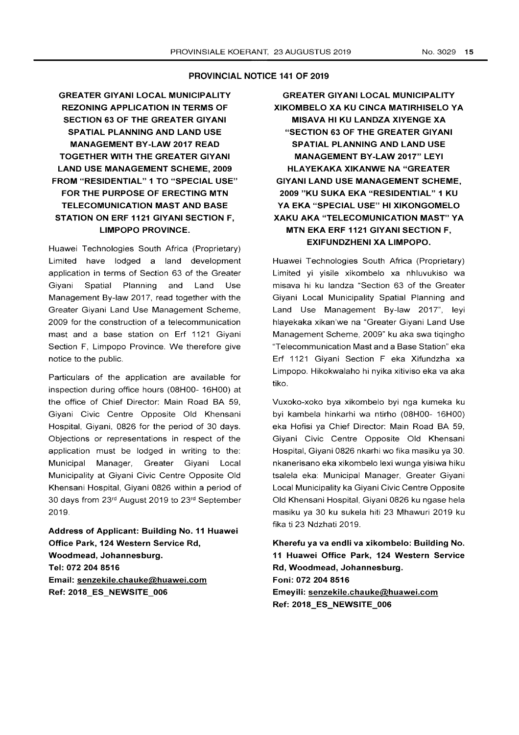## PROVINCIAL NOTICE 141 OF 2019

### GREATER GIYANI LOCAL MUNICIPALITY REZONING APPLICATION IN TERMS OF SECTION 63 OF THE GREATER GIYANI SPATIAL PLANNING AND LAND USE MANAGEMENT BY-LAW 2017 READ TOGETHER WITH THE GREATER GIYANI LAND USE MANAGEMENT SCHEME, 2009 FROM "RESIDENTIAL" 1 TO "SPECIAL USE" FOR THE PURPOSE OF ERECTING MTN TELECOMUNICATION MAST AND BASE STATION ON ERF 1121 GIYANI SECTION F, LIMPOPO PROVINCE.

Huawei Technologies South Africa (Proprietary) Limited have lodged a land development application in terms of Section 63 of the Greater Giyani Spatial Planning and Land Use Management By-law 2017, read together with the Greater Giyani Land Use Management Scheme, 2009 for the construction of a telecommunication mast and a base station on Erf 1121 Giyani Section F, Limpopo Province. We therefore give notice to the public.

Particulars of the application are available for inspection during office hours (08H00- 16H00) at the office of Chief Director: Main Road BA 59, Giyani Civic Centre Opposite Old Khensani Hospital, Giyani, 0826 for the period of 30 days. Objections or representations in respect of the application must be lodged in writing to the: Municipal Manager, Greater Giyani Local Municipality at Giyani Civic Centre Opposite Old Khensani Hospital, Giyani 0826 within a period of 30 days from 23rd August 2019 to 23rd September 2019.

**Address of Applicant: Building No. 11 Huawei Office Park, 124 Western Service Rd, Woodmead, Johannesburg.**
**Tel: 072 204 8516**
**Email: senzekile.chauke@huawei.com**
**Ref: 2018_ES_NEWSITE_006**

### GREATER GIYANI LOCAL MUNICIPALITY XIKOMBELO XA KU CINCA MATIRHISELO YA MISAVA HI KU LANDZA XIYENGE XA "SECTION 63 OF THE GREATER GIYANI SPATIAL PLANNING AND LAND USE MANAGEMENT BY-LAW 2017" LEYI HLAYEKAKA XIKANWE NA "GREATER GIYANI LAND USE MANAGEMENT SCHEME, 2009 "KU SUKA EKA "RESIDENTIAL" 1 KU YA EKA "SPECIAL USE" HI XIKONGOMELO XAKU AKA "TELECOMUNICATION MAST" YA MTN EKA ERF 1121 GIYANI SECTION F, EXIFUNDZHENI XA LIMPOPO.

Huawei Technologies South Africa (Proprietary) Limited yi yisile xikombelo xa nhluvukiso wa misava hi ku landza "Section 63 of the Greater Giyani Local Municipality Spatial Planning and Land Use Management By-law 2017", leyi hlayekaka xikan'we na "Greater Giyani Land Use Management Scheme, 2009" ku aka swa tiqingho "Telecommunication Mast and a Base Station" eka Erf 1121 Giyani Section F eka Xifundzha xa Limpopo. Hikokwalaho hi nyika xitiviso eka va aka tiko.

Vuxoko-xoko bya xikombelo byi nga kumeka ku byi kambela hinkarhi wa ntirho (08H00- 16H00) eka Hofisi ya Chief Director: Main Road BA 59, Giyani Civic Centre Opposite Old Khensani Hospital, Giyani 0826 nkarhi wo fika masiku ya 30. nkanerisano eka xikombelo lexi wunga yisiwa hiku tsalela eka: Municipal Manager, Greater Giyani Local Municipality ka Giyani Civic Centre Opposite Old Khensani Hospital, Giyani 0826 ku ngase hela masiku ya 30 ku sukela hiti 23 Mhawuri 2019 ku fika ti 23 Ndzhati 2019.

**Kherefu ya va endli va xikombelo: Building No. 11 Huawei Office Park, 124 Western Service Rd, Woodmead, Johannesburg.**
**Foni: 072 204 8516**
**Emeyili: senzekile.chauke@huawei.com**
**Ref: 2018_ES_NEWSITE_006**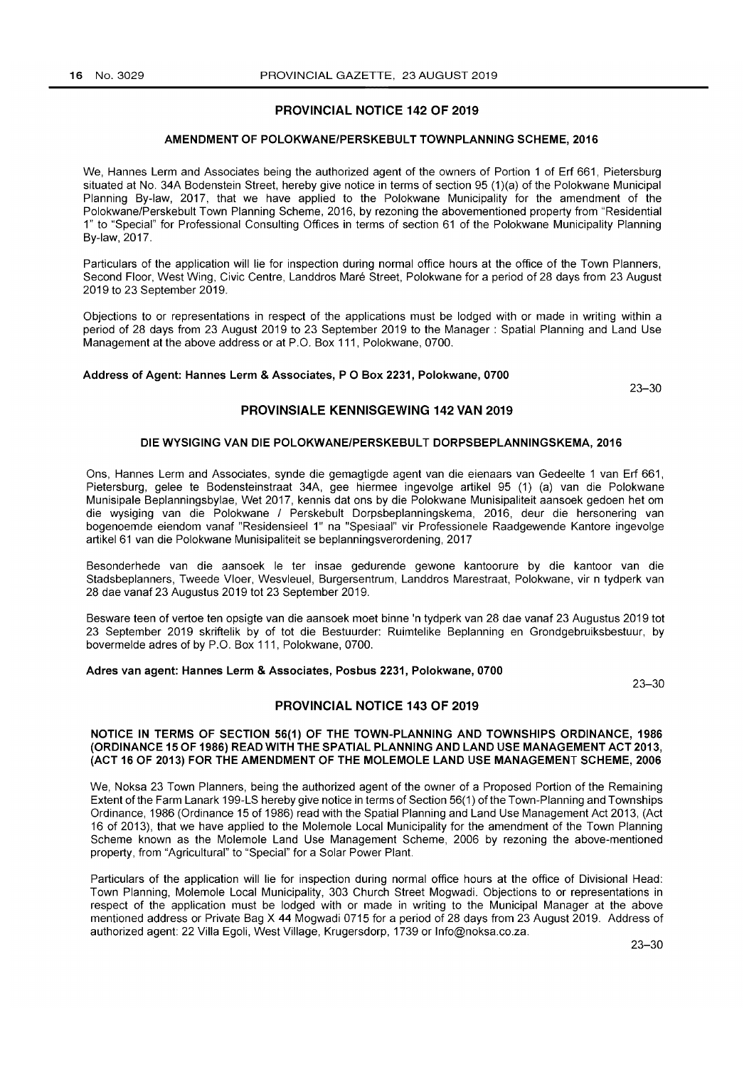## PROVINCIAL NOTICE 142 OF 2019

### AMENDMENT OF POLOKWANE/PERSKEBULT TOWNPLANNING SCHEME, 2016

We, Hannes Lerm and Associates being the authorized agent of the owners of Portion 1 of Erf 661, Pietersburg situated at No. 34A Bodenstein Street, hereby give notice in terms of section 95 (1)(a) of the Polokwane Municipal Planning By-law, 2017, that we have applied to the Polokwane Municipality for the amendment of the Polokwane/Perskebult Town Planning Scheme, 2016, by rezoning the abovementioned property from "Residential 1" to "Special" for Professional Consulting Offices in terms of section 61 of the Polokwane Municipality Planning By-law, 2017.

Particulars of the application will lie for inspection during normal office hours at the office of the Town Planners, Second Floor, West Wing, Civic Centre, Landdros Maré Street, Polokwane for a period of 28 days from 23 August 2019 to 23 September 2019.

Objections to or representations in respect of the applications must be lodged with or made in writing within a period of 28 days from 23 August 2019 to 23 September 2019 to the Manager : Spatial Planning and Land Use Management at the above address or at P.O. Box 111, Polokwane, 0700.

**Address of Agent: Hannes Lerm & Associates, P O Box 2231, Polokwane, 0700**

23–30

## PROVINSIALE KENNISGEWING 142 VAN 2019

### DIE WYSIGING VAN DIE POLOKWANE/PERSKEBULT DORPSBEPLANNINGSKEMA, 2016

Ons, Hannes Lerm and Associates, synde die gemagtigde agent van die eienaars van Gedeelte 1 van Erf 661, Pietersburg, gelee te Bodensteinstraat 34A, gee hiermee ingevolge artikel 95 (1) (a) van die Polokwane Munisipale Beplanningsbylae, Wet 2017, kennis dat ons by die Polokwane Munisipaliteit aansoek gedoen het om die wysiging van die Polokwane / Perskebult Dorpsbeplanningskema, 2016, deur die hersonering van bogenoemde eiendom vanaf "Residensieel 1" na "Spesiaal" vir Professionele Raadgewende Kantore ingevolge artikel 61 van die Polokwane Munisipaliteit se beplanningsverordening, 2017

Besonderhede van die aansoek le ter insae gedurende gewone kantoorure by die kantoor van die Stadsbeplanners, Tweede Vloer, Wesvleuel, Burgersentrum, Landdros Marestraat, Polokwane, vir n tydperk van 28 dae vanaf 23 Augustus 2019 tot 23 September 2019.

Besware teen of vertoe ten opsigte van die aansoek moet binne 'n tydperk van 28 dae vanaf 23 Augustus 2019 tot 23 September 2019 skriftelik by of tot die Bestuurder: Ruimtelike Beplanning en Grondgebruiksbestuur, by bovermelde adres of by P.O. Box 111, Polokwane, 0700.

**Adres van agent: Hannes Lerm & Associates, Posbus 2231, Polokwane, 0700**

23–30

## PROVINCIAL NOTICE 143 OF 2019

### NOTICE IN TERMS OF SECTION 56(1) OF THE TOWN-PLANNING AND TOWNSHIPS ORDINANCE, 1986 (ORDINANCE 15 OF 1986) READ WITH THE SPATIAL PLANNING AND LAND USE MANAGEMENT ACT 2013, (ACT 16 OF 2013) FOR THE AMENDMENT OF THE MOLEMOLE LAND USE MANAGEMENT SCHEME, 2006

We, Noksa 23 Town Planners, being the authorized agent of the owner of a Proposed Portion of the Remaining Extent of the Farm Lanark 199-LS hereby give notice in terms of Section 56(1) of the Town-Planning and Townships Ordinance, 1986 (Ordinance 15 of 1986) read with the Spatial Planning and Land Use Management Act 2013, (Act 16 of 2013), that we have applied to the Molemole Local Municipality for the amendment of the Town Planning Scheme known as the Molemole Land Use Management Scheme, 2006 by rezoning the above-mentioned property, from "Agricultural" to "Special" for a Solar Power Plant.

Particulars of the application will lie for inspection during normal office hours at the office of Divisional Head: Town Planning, Molemole Local Municipality, 303 Church Street Mogwadi. Objections to or representations in respect of the application must be lodged with or made in writing to the Municipal Manager at the above mentioned address or Private Bag X 44 Mogwadi 0715 for a period of 28 days from 23 August 2019. Address of authorized agent: 22 Villa Egoli, West Village, Krugersdorp, 1739 or Info@noksa.co.za.

23–30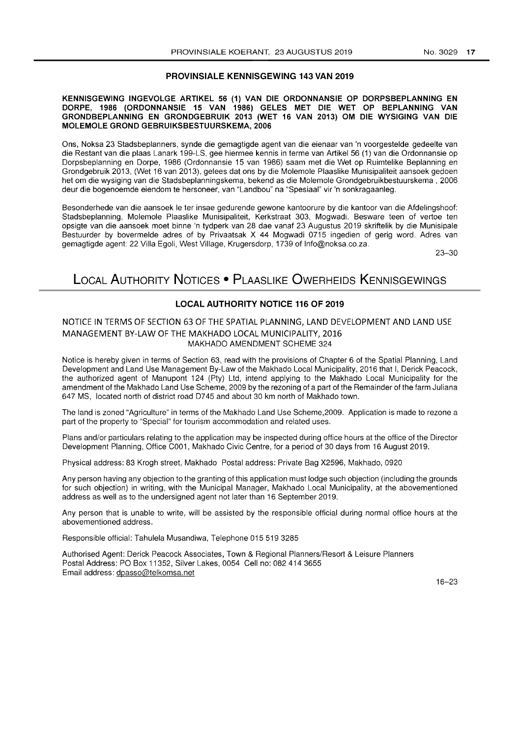## PROVINSIALE KENNISGEWING 143 VAN 2019

**KENNISGEWING INGEVOLGE ARTIKEL 56 (1) VAN DIE ORDONNANSIE OP DORPSBEPLANNING EN DORPE, 1986 (ORDONNANSIE 15 VAN 1986) GELES MET DIE WET OP BEPLANNING VAN GRONDBEPLANNING EN GRONDGEBRUIK 2013 (WET 16 VAN 2013) OM DIE WYSIGING VAN DIE MOLEMOLE GROND GEBRUIKSBESTUURSKEMA, 2006**

Ons, Noksa 23 Stadsbeplanners, synde die gemagtigde agent van die eienaar van 'n voorgestelde gedeelte van die Restant van die plaas Lanark 199-LS, gee hiermee kennis in terme van Artikel 56 (1) van die Ordonnansie op Dorpsbeplanning en Dorpe, 1986 (Ordonnansie 15 van 1986) saam met die Wet op Ruimtelike Beplanning en Grondgebruik 2013, (Wet 16 van 2013), gelees dat ons by die Molemole Plaaslike Munisipaliteit aansoek gedoen het om die wysiging van die Stadsbeplanningskema, bekend as die Molemole Grondgebruikbestuurskema , 2006 deur die bogenoemde eiendom te hersoneer, van "Landbou" na "Spesiaal" vir 'n sonkragaanleg.

Besonderhede van die aansoek le ter insae gedurende gewone kantoorure by die kantoor van die Afdelingshoof: Stadsbeplanning, Molemole Plaaslike Munisipaliteit, Kerkstraat 303, Mogwadi. Besware teen of vertoe ten opsigte van die aansoek moet binne 'n tydperk van 28 dae vanaf 23 Augustus 2019 skriftelik by die Munisipale Bestuurder by bovermelde adres of by Privaatsak X 44 Mogwadi 0715 ingedien of gerig word. Adres van gemagtigde agent: 22 Villa Egoli, West Village, Krugersdorp, 1739 of Info@noksa.co.za.

23–30

# LOCAL AUTHORITY NOTICES • PLAASLIKE OWERHEIDS KENNISGEWINGS

## LOCAL AUTHORITY NOTICE 116 OF 2019

NOTICE IN TERMS OF SECTION 63 OF THE SPATIAL PLANNING, LAND DEVELOPMENT AND LAND USE MANAGEMENT BY-LAW OF THE MAKHADO LOCAL MUNICIPALITY, 2016
MAKHADO AMENDMENT SCHEME 324

Notice is hereby given in terms of Section 63, read with the provisions of Chapter 6 of the Spatial Planning, Land Development and Land Use Management By-Law of the Makhado Local Municipality, 2016 that I, Derick Peacock, the authorized agent of Manupont 124 (Pty) Ltd, intend applying to the Makhado Local Municipality for the amendment of the Makhado Land Use Scheme, 2009 by the rezoning of a part of the Remainder of the farm Juliana 647 MS, located north of district road D745 and about 30 km north of Makhado town.

The land is zoned "Agriculture" in terms of the Makhado Land Use Scheme,2009. Application is made to rezone a part of the property to "Special" for tourism accommodation and related uses.

Plans and/or particulars relating to the application may be inspected during office hours at the office of the Director Development Planning, Office C001, Makhado Civic Centre, for a period of 30 days from 16 August 2019.

Physical address: 83 Krogh street, Makhado Postal address: Private Bag X2596, Makhado, 0920

Any person having any objection to the granting of this application must lodge such objection (including the grounds for such objection) in writing, with the Municipal Manager, Makhado Local Municipality, at the abovementioned address as well as to the undersigned agent not later than 16 September 2019.

Any person that is unable to write, will be assisted by the responsible official during normal office hours at the abovementioned address.

Responsible official: Tahulela Musandiwa, Telephone 015 519 3285

Authorised Agent: Derick Peacock Associates, Town & Regional Planners/Resort & Leisure Planners
Postal Address: PO Box 11352, Silver Lakes, 0054 Cell no: 082 414 3655
Email address: dpasso@telkomsa.net

16–23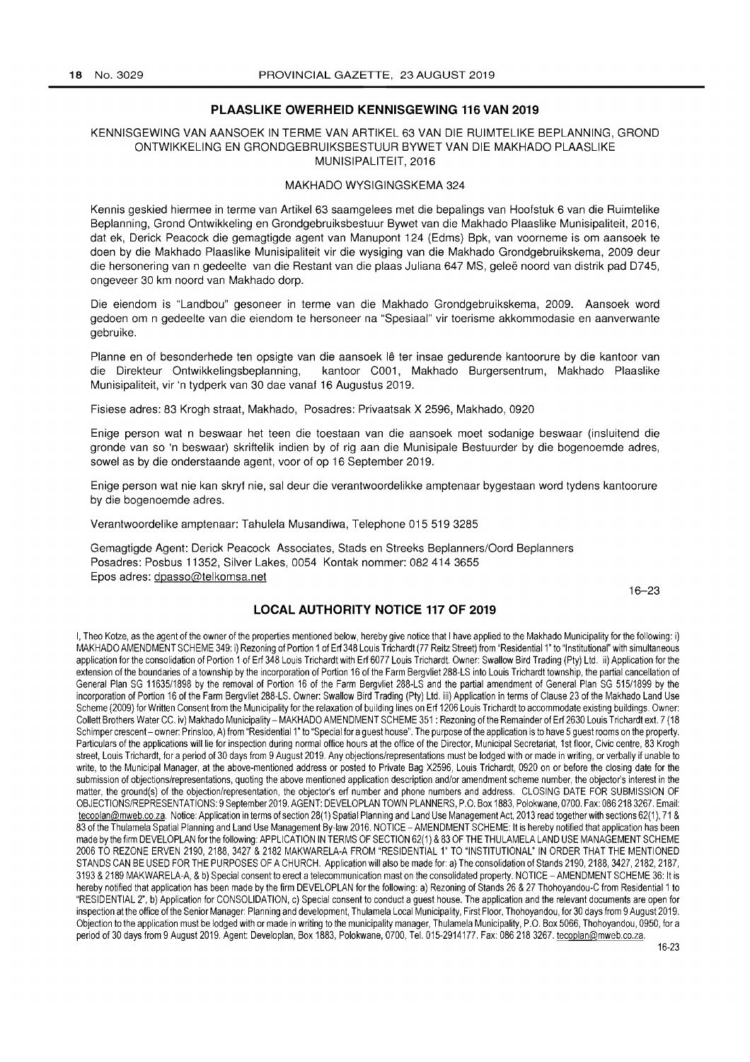## PLAASLIKE OWERHEID KENNISGEWING 116 VAN 2019

KENNISGEWING VAN AANSOEK IN TERME VAN ARTIKEL 63 VAN DIE RUIMTELIKE BEPLANNING, GROND ONTWIKKELING EN GRONDGEBRUIKSBESTUUR BYWET VAN DIE MAKHADO PLAASLIKE MUNISIPALITEIT, 2016

MAKHADO WYSIGINGSKEMA 324

Kennis geskied hiermee in terme van Artikel 63 saamgelees met die bepalings van Hoofstuk 6 van die Ruimtelike Beplanning, Grond Ontwikkeling en Grondgebruiksbestuur Bywet van die Makhado Plaaslike Munisipaliteit, 2016, dat ek, Derick Peacock die gemagtigde agent van Manupont 124 (Edms) Bpk, van voorneme is om aansoek te doen by die Makhado Plaaslike Munisipaliteit vir die wysiging van die Makhado Grondgebruikskema, 2009 deur die hersonering van n gedeelte van die Restant van die plaas Juliana 647 MS, geleë noord van distrik pad D745, ongeveer 30 km noord van Makhado dorp.

Die eiendom is "Landbou" gesoneer in terme van die Makhado Grondgebruikskema, 2009. Aansoek word gedoen om n gedeelte van die eiendom te hersoneer na "Spesiaal" vir toerisme akkommodasie en aanverwante gebruike.

Planne en of besonderhede ten opsigte van die aansoek lê ter insae gedurende kantoorure by die kantoor van die Direkteur Ontwikkelingsbeplanning, kantoor C001, Makhado Burgersentrum, Makhado Plaaslike Munisipaliteit, vir 'n tydperk van 30 dae vanaf 16 Augustus 2019.

Fisiese adres: 83 Krogh straat, Makhado, Posadres: Privaatsak X 2596, Makhado, 0920

Enige person wat n beswaar het teen die toestaan van die aansoek moet sodanige beswaar (insluitend die gronde van so 'n beswaar) skriftelik indien by of rig aan die Munisipale Bestuurder by die bogenoemde adres, sowel as by die onderstaande agent, voor of op 16 September 2019.

Enige person wat nie kan skryf nie, sal deur die verantwoordelikke amptenaar bygestaan word tydens kantoorure by die bogenoemde adres.

Verantwoordelike amptenaar: Tahulela Musandiwa, Telephone 015 519 3285

Gemagtigde Agent: Derick Peacock Associates, Stads en Streeks Beplanners/Oord Beplanners
Posadres: Posbus 11352, Silver Lakes, 0054 Kontak nommer: 082 414 3655
Epos adres: dpasso@telkomsa.net

16–23

## LOCAL AUTHORITY NOTICE 117 OF 2019

I, Theo Kotze, as the agent of the owner of the properties mentioned below, hereby give notice that I have applied to the Makhado Municipality for the following: i) MAKHADO AMENDMENT SCHEME 349: i) Rezoning of Portion 1 of Erf 348 Louis Trichardt (77 Reitz Street) from "Residential 1" to "Institutional" with simultaneous application for the consolidation of Portion 1 of Erf 348 Louis Trichardt with Erf 6077 Louis Trichardt. Owner: Swallow Bird Trading (Pty) Ltd. ii) Application for the extension of the boundaries of a township by the incorporation of Portion 16 of the Farm Bergvliet 288-LS into Louis Trichardt township, the partial cancellation of General Plan SG 11635/1898 by the removal of Portion 16 of the Farm Bergvliet 288-LS and the partial amendment of General Plan SG 515/1899 by the incorporation of Portion 16 of the Farm Bergvliet 288-LS. Owner: Swallow Bird Trading (Pty) Ltd. iii) Application in terms of Clause 23 of the Makhado Land Use Scheme (2009) for Written Consent from the Municipality for the relaxation of building lines on Erf 1206 Louis Trichardt to accommodate existing buildings. Owner: Collett Brothers Water CC. iv) Makhado Municipality – MAKHADO AMENDMENT SCHEME 351 : Rezoning of the Remainder of Erf 2630 Louis Trichardt ext. 7 (18 Schimper crescent – owner: Prinsloo, A) from "Residential 1" to "Special for a guest house". The purpose of the application is to have 5 guest rooms on the property. Particulars of the applications will lie for inspection during normal office hours at the office of the Director, Municipal Secretariat, 1st floor, Civic centre, 83 Krogh street, Louis Trichardt, for a period of 30 days from 9 August 2019. Any objections/representations must be lodged with or made in writing, or verbally if unable to write, to the Municipal Manager, at the above-mentioned address or posted to Private Bag X2596, Louis Trichardt, 0920 on or before the closing date for the submission of objections/representations, quoting the above mentioned application description and/or amendment scheme number, the objector's interest in the matter, the ground(s) of the objection/representation, the objector's erf number and phone numbers and address. CLOSING DATE FOR SUBMISSION OF OBJECTIONS/REPRESENTATIONS: 9 September 2019. AGENT: DEVELOPLAN TOWN PLANNERS, P.O. Box 1883, Polokwane, 0700. Fax: 086 218 3267. Email: tecoplan@mweb.co.za. Notice: Application in terms of section 28(1) Spatial Planning and Land Use Management Act, 2013 read together with sections 62(1), 71 & 83 of the Thulamela Spatial Planning and Land Use Management By-law 2016. NOTICE – AMENDMENT SCHEME: It is hereby notified that application has been made by the firm DEVELOPLAN for the following: APPLICATION IN TERMS OF SECTION 62(1) & 83 OF THE THULAMELA LAND USE MANAGEMENT SCHEME 2006 TO REZONE ERVEN 2190, 2188, 3427 & 2182 MAKWARELA-A FROM "RESIDENTIAL 1" TO "INSTITUTIONAL" IN ORDER THAT THE MENTIONED STANDS CAN BE USED FOR THE PURPOSES OF A CHURCH. Application will also be made for: a) The consolidation of Stands 2190, 2188, 3427, 2182, 2187, 3193 & 2189 MAKWARELA-A, & b) Special consent to erect a telecommunication mast on the consolidated property. NOTICE – AMENDMENT SCHEME 36: It is hereby notified that application has been made by the firm DEVELOPLAN for the following: a) Rezoning of Stands 26 & 27 Thohoyandou-C from Residential 1 to "RESIDENTIAL 2", b) Application for CONSOLIDATION, c) Special consent to conduct a guest house. The application and the relevant documents are open for inspection at the office of the Senior Manager: Planning and development, Thulamela Local Municipality, First Floor, Thohoyandou, for 30 days from 9 August 2019. Objection to the application must be lodged with or made in writing to the municipality manager, Thulamela Municipality, P.O. Box 5066, Thohoyandou, 0950, for a period of 30 days from 9 August 2019. Agent: Developlan, Box 1883, Polokwane, 0700, Tel. 015-2914177. Fax: 086 218 3267. tecoplan@mweb.co.za.

16-23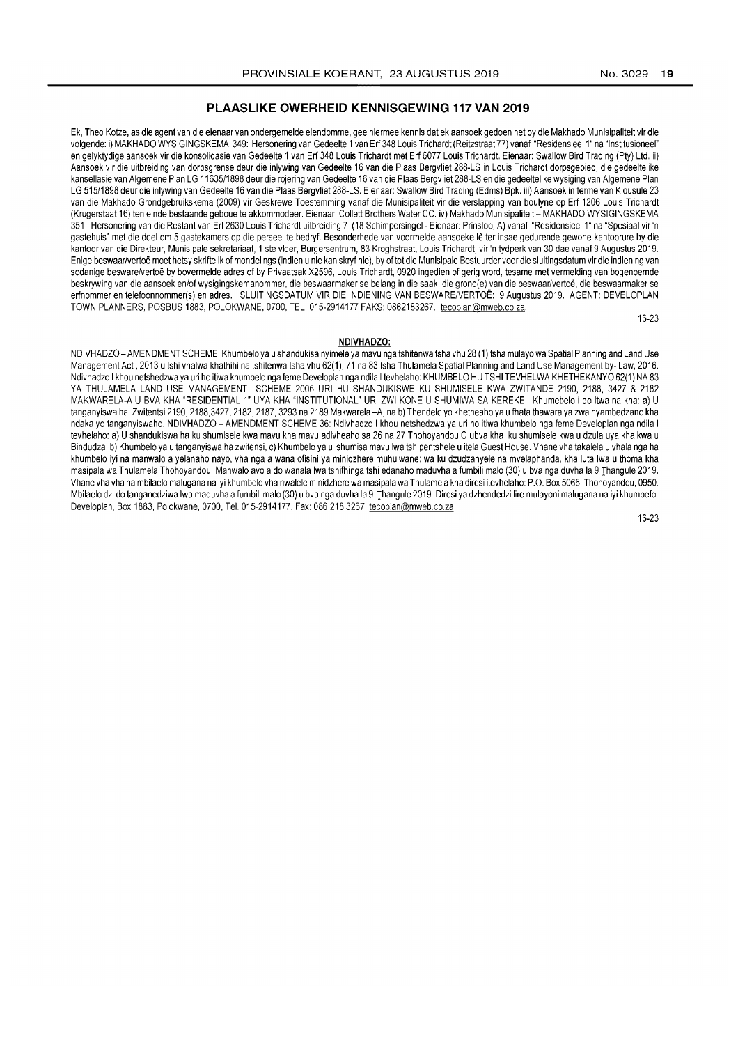## PLAASLIKE OWERHEID KENNISGEWING 117 VAN 2019

Ek, Theo Kotze, as die agent van die eienaar van ondergemelde eiendomme, gee hiermee kennis dat ek aansoek gedoen het by die Makhado Munisipaliteit vir die volgende: i) MAKHADO WYSIGINGSKEMA 349: Hersonering van Gedeelte 1 van Erf 348 Louis Trichardt (Reitzstraat 77) vanaf "Residensieel 1" na "Institusioneel" en gelyktydige aansoek vir die konsolidasie van Gedeelte 1 van Erf 348 Louis Trichardt met Erf 6077 Louis Trichardt. Eienaar: Swallow Bird Trading (Pty) Ltd. ii) Aansoek vir die uitbreiding van dorpsgrense deur die inlywing van Gedeelte 16 van die Plaas Bergvliet 288-LS in Louis Trichardt dorpsgebied, die gedeeltelike kansellasie van Algemene Plan LG 11635/1898 deur die rojering van Gedeelte 16 van die Plaas Bergvliet 288-LS en die gedeeltelike wysiging van Algemene Plan LG 515/1898 deur die inlywing van Gedeelte 16 van die Plaas Bergvliet 288-LS. Eienaar: Swallow Bird Trading (Edms) Bpk. iii) Aansoek in terme van Klousule 23 van die Makhado Grondgebruikskema (2009) vir Geskrewe Toestemming vanaf die Munisipaliteit vir die verslapping van boulyne op Erf 1206 Louis Trichardt (Krugerstaat 16) ten einde bestaande geboue te akkommodeer. Eienaar: Collett Brothers Water CC. iv) Makhado Munisipaliteit – MAKHADO WYSIGINGSKEMA 351: Hersonering van die Restant van Erf 2630 Louis Trichardt uitbreiding 7 (18 Schimpersingel - Eienaar: Prinsloo, A) vanaf "Residensieel 1" na "Spesiaal vir 'n gastehuis" met die doel om 5 gastekamers op die perseel te bedryf. Besonderhede van voormelde aansoeke lê ter insae gedurende gewone kantoorure by die kantoor van die Direkteur, Munisipale sekretariaat, 1 ste vloer, Burgersentrum, 83 Kroghstraat, Louis Trichardt, vir 'n tydperk van 30 dae vanaf 9 Augustus 2019. Enige beswaar/vertoë moet hetsy skriftelik of mondelings (indien u nie kan skryf nie), by of tot die Munisipale Bestuurder voor die sluitingsdatum vir die indiening van sodanige besware/vertoë by bovermelde adres of by Privaatsak X2596, Louis Trichardt, 0920 ingedien of gerig word, tesame met vermelding van bogenoemde beskrywing van die aansoek en/of wysigingskemanommer, die beswaarmaker se belang in die saak, die grond(e) van die beswaar/vertoë, die beswaarmaker se erfnommer en telefoonnommer(s) en adres. SLUITINGSDATUM VIR DIE INDIENING VAN BESWARE/VERTOË: 9 Augustus 2019. AGENT: DEVELOPLAN TOWN PLANNERS, POSBUS 1883, POLOKWANE, 0700, TEL. 015-2914177 FAKS: 0862183267. tecoplan@mweb.co.za.

16-23

### NDIVHADZO:

NDIVHADZO – AMENDMENT SCHEME: Khumbelo ya u shandukisa nyimele ya mavu nga tshitenwa tsha vhu 28 (1) tsha mulayo wa Spatial Planning and Land Use Management Act , 2013 u tshi vhalwa khathihi na tshitenwa tsha vhu 62(1), 71 na 83 tsha Thulamela Spatial Planning and Land Use Management by- Law, 2016. Ndivhadzo I khou netshedzwa ya uri ho itiwa khumbelo nga feme Developlan nga ndila I tevhelaho: KHUMBELO HU TSHI TEVHELWA KHETHEKANYO 62(1) NA 83 YA THULAMELA LAND USE MANAGEMENT SCHEME 2006 URI HU SHANDUKISWE KU SHUMISELE KWA ZWITANDE 2190, 2188, 3427 & 2182 MAKWARELA-A U BVA KHA "RESIDENTIAL 1" UYA KHA "INSTITUTIONAL" URI ZWI KONE U SHUMIWA SA KEREKE. Khumebelo i do itwa na kha: a) U tanganyiswa ha: Zwitentsi 2190, 2188,3427, 2182, 2187, 3293 na 2189 Makwarela –A, na b) Thendelo yo khetheaho ya u fhata thawara ya zwa nyambedzano kha ndaka yo tanganyiswaho. NDIVHADZO – AMENDMENT SCHEME 36: Ndivhadzo I khou netshedzwa ya uri ho itiwa khumbelo nga feme Developlan nga ndila I tevhelaho: a) U shandukiswa ha ku shumisele kwa mavu kha mavu adivheaho sa 26 na 27 Thohoyandou C ubva kha ku shumisele kwa u dzula uya kha kwa u Bindudza, b) Khumbelo ya u tanganyiswa ha zwitensi, c) Khumbelo ya u shumisa mavu lwa tshipentshele u itela Guest House. Vhane vha takalela u vhala nga ha khumbelo iyi na manwalo a yelanaho nayo, vha nga a wana ofisini ya minidzhere muhulwane: wa ku dzudzanyele na mvelaphanda, kha luta lwa u thoma kha masipala wa Thulamela Thohoyandou. Manwalo avo a do wanala lwa tshifhinga tshi edanaho maduvha a fumbili malo (30) u bva nga duvha la 9 Ṱhangule 2019. Vhane vha vha na mbilaelo malugana na iyi khumbelo vha nwalele minidzhere wa masipala wa Thulamela kha diresi itevhelaho: P.O. Box 5066, Thohoyandou, 0950. Mbilaelo dzi do tanganedziwa lwa maduvha a fumbili malo (30) u bva nga duvha la 9 Ṱhangule 2019. Diresi ya dzhendedzi lire mulayoni malugana na iyi khumbelo: Developlan, Box 1883, Polokwane, 0700, Tel. 015-2914177. Fax: 086 218 3267. tecoplan@mweb.co.za

16-23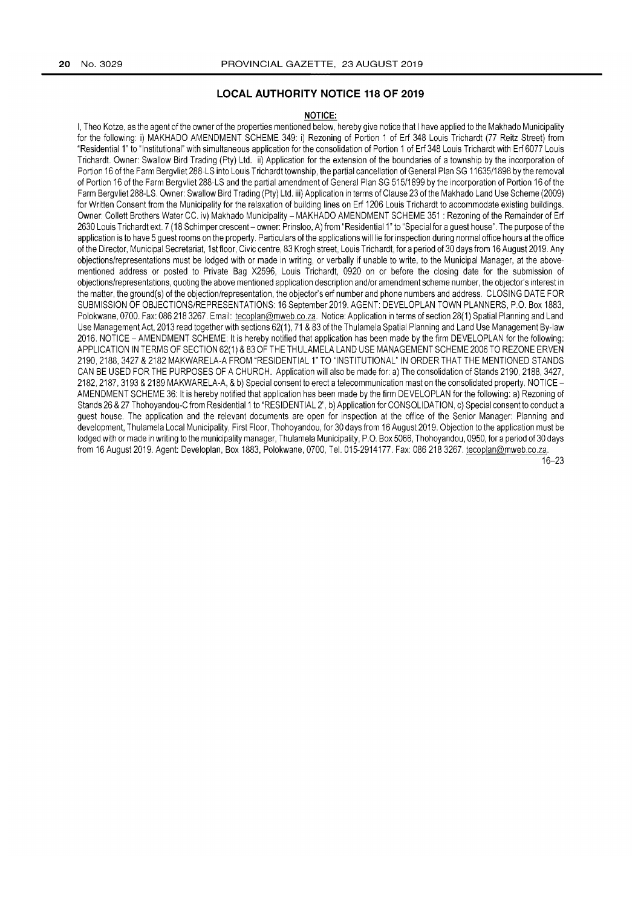## LOCAL AUTHORITY NOTICE 118 OF 2019

**NOTICE:**

I, Theo Kotze, as the agent of the owner of the properties mentioned below, hereby give notice that I have applied to the Makhado Municipality for the following: i) MAKHADO AMENDMENT SCHEME 349: i) Rezoning of Portion 1 of Erf 348 Louis Trichardt (77 Reitz Street) from "Residential 1" to "Institutional" with simultaneous application for the consolidation of Portion 1 of Erf 348 Louis Trichardt with Erf 6077 Louis Trichardt. Owner: Swallow Bird Trading (Pty) Ltd. ii) Application for the extension of the boundaries of a township by the incorporation of Portion 16 of the Farm Bergvliet 288-LS into Louis Trichardt township, the partial cancellation of General Plan SG 11635/1898 by the removal of Portion 16 of the Farm Bergvliet 288-LS and the partial amendment of General Plan SG 515/1899 by the incorporation of Portion 16 of the Farm Bergvliet 288-LS. Owner: Swallow Bird Trading (Pty) Ltd. iii) Application in terms of Clause 23 of the Makhado Land Use Scheme (2009) for Written Consent from the Municipality for the relaxation of building lines on Erf 1206 Louis Trichardt to accommodate existing buildings. Owner: Collett Brothers Water CC. iv) Makhado Municipality – MAKHADO AMENDMENT SCHEME 351 : Rezoning of the Remainder of Erf 2630 Louis Trichardt ext. 7 (18 Schimper crescent – owner: Prinsloo, A) from "Residential 1" to "Special for a guest house". The purpose of the application is to have 5 guest rooms on the property. Particulars of the applications will lie for inspection during normal office hours at the office of the Director, Municipal Secretariat, 1st floor, Civic centre, 83 Krogh street, Louis Trichardt, for a period of 30 days from 16 August 2019. Any objections/representations must be lodged with or made in writing, or verbally if unable to write, to the Municipal Manager, at the above-mentioned address or posted to Private Bag X2596, Louis Trichardt, 0920 on or before the closing date for the submission of objections/representations, quoting the above mentioned application description and/or amendment scheme number, the objector's interest in the matter, the ground(s) of the objection/representation, the objector's erf number and phone numbers and address. CLOSING DATE FOR SUBMISSION OF OBJECTIONS/REPRESENTATIONS: 16 September 2019. AGENT: DEVELOPLAN TOWN PLANNERS, P.O. Box 1883, Polokwane, 0700. Fax: 086 218 3267. Email: tecoplan@mweb.co.za. Notice: Application in terms of section 28(1) Spatial Planning and Land Use Management Act, 2013 read together with sections 62(1), 71 & 83 of the Thulamela Spatial Planning and Land Use Management By-law 2016. NOTICE – AMENDMENT SCHEME: It is hereby notified that application has been made by the firm DEVELOPLAN for the following: APPLICATION IN TERMS OF SECTION 62(1) & 83 OF THE THULAMELA LAND USE MANAGEMENT SCHEME 2006 TO REZONE ERVEN 2190, 2188, 3427 & 2182 MAKWARELA-A FROM "RESIDENTIAL 1" TO "INSTITUTIONAL" IN ORDER THAT THE MENTIONED STANDS CAN BE USED FOR THE PURPOSES OF A CHURCH. Application will also be made for: a) The consolidation of Stands 2190, 2188, 3427, 2182, 2187, 3193 & 2189 MAKWARELA-A, & b) Special consent to erect a telecommunication mast on the consolidated property. NOTICE – AMENDMENT SCHEME 36: It is hereby notified that application has been made by the firm DEVELOPLAN for the following: a) Rezoning of Stands 26 & 27 Thohoyandou-C from Residential 1 to "RESIDENTIAL 2", b) Application for CONSOLIDATION, c) Special consent to conduct a guest house. The application and the relevant documents are open for inspection at the office of the Senior Manager: Planning and development, Thulamela Local Municipality, First Floor, Thohoyandou, for 30 days from 16 August 2019. Objection to the application must be lodged with or made in writing to the municipality manager, Thulamela Municipality, P.O. Box 5066, Thohoyandou, 0950, for a period of 30 days from 16 August 2019. Agent: Developlan, Box 1883, Polokwane, 0700, Tel. 015-2914177. Fax: 086 218 3267. tecoplan@mweb.co.za.

16–23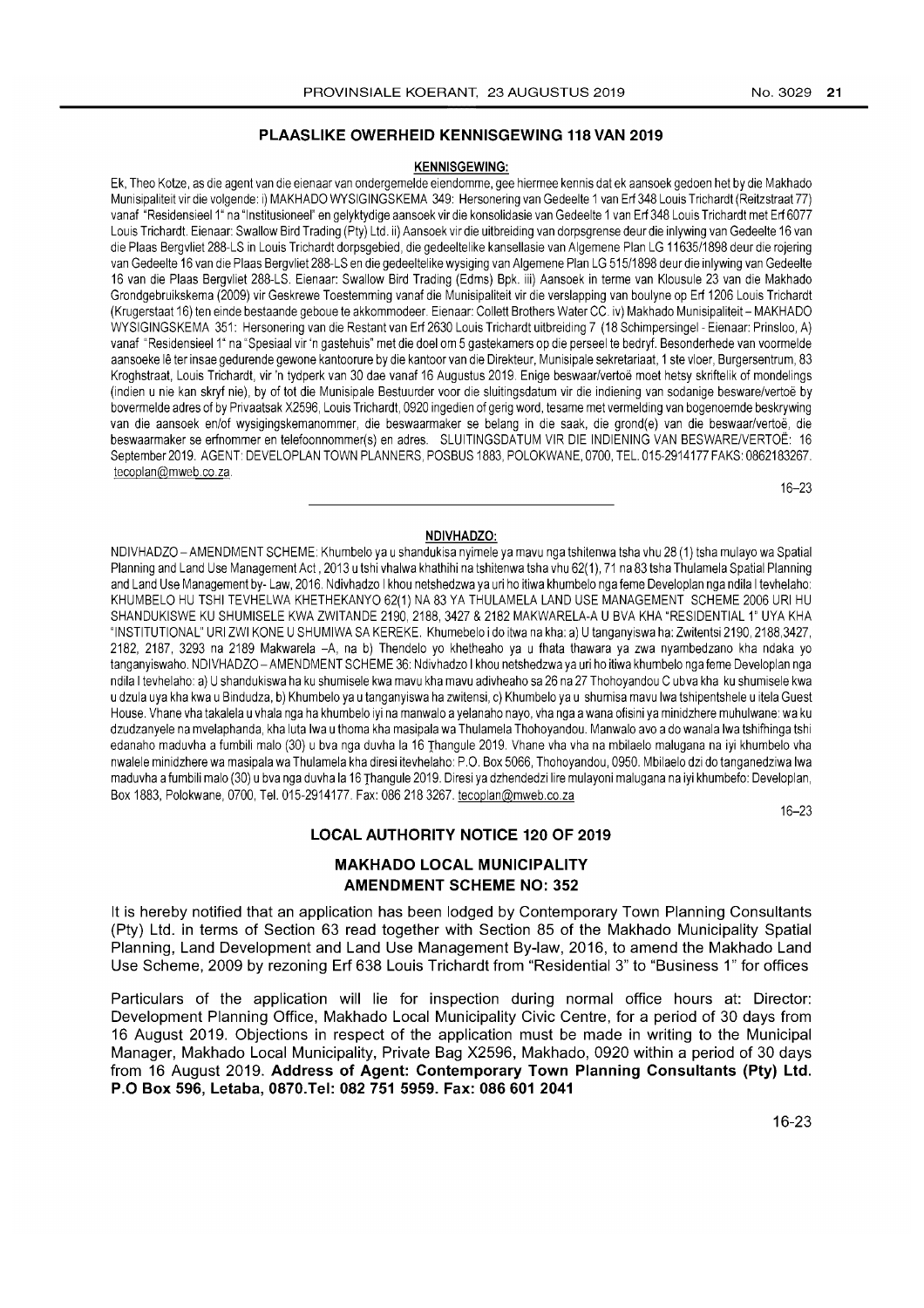## PLAASLIKE OWERHEID KENNISGEWING 118 VAN 2019

**KENNISGEWING:**

Ek, Theo Kotze, as die agent van die eienaar van ondergemelde eiendomme, gee hiermee kennis dat ek aansoek gedoen het by die Makhado Munisipaliteit vir die volgende: i) MAKHADO WYSIGINGSKEMA 349: Hersonering van Gedeelte 1 van Erf 348 Louis Trichardt (Reitzstraat 77) vanaf "Residensieel 1" na "Institusioneel" en gelyktydige aansoek vir die konsolidasie van Gedeelte 1 van Erf 348 Louis Trichardt met Erf 6077 Louis Trichardt. Eienaar: Swallow Bird Trading (Pty) Ltd. ii) Aansoek vir die uitbreiding van dorpsgrense deur die inlywing van Gedeelte 16 van die Plaas Bergvliet 288-LS in Louis Trichardt dorpsgebied, die gedeeltelike kansellasie van Algemene Plan LG 11635/1898 deur die rojering van Gedeelte 16 van die Plaas Bergvliet 288-LS en die gedeeltelike wysiging van Algemene Plan LG 515/1898 deur die inlywing van Gedeelte 16 van die Plaas Bergvliet 288-LS. Eienaar: Swallow Bird Trading (Edms) Bpk. iii) Aansoek in terme van Klousule 23 van die Makhado Grondgebruikskema (2009) vir Geskrewe Toestemming vanaf die Munisipaliteit vir die verslapping van boulyne op Erf 1206 Louis Trichardt (Krugerstaat 16) ten einde bestaande geboue te akkommodeer. Eienaar: Collett Brothers Water CC. iv) Makhado Munisipaliteit – MAKHADO WYSIGINGSKEMA 351: Hersonering van die Restant van Erf 2630 Louis Trichardt uitbreiding 7 (18 Schimpersingel - Eienaar: Prinsloo, A) vanaf "Residensieel 1" na "Spesiaal vir 'n gastehuis" met die doel om 5 gastekamers op die perseel te bedryf. Besonderhede van voormelde aansoeke lê ter insae gedurende gewone kantoorure by die kantoor van die Direkteur, Munisipale sekretariaat, 1 ste vloer, Burgersentrum, 83 Kroghstraat, Louis Trichardt, vir 'n tydperk van 30 dae vanaf 16 Augustus 2019. Enige beswaar/vertoë moet hetsy skriftelik of mondelings (indien u nie kan skryf nie), by of tot die Munisipale Bestuurder voor die sluitingsdatum vir die indiening van sodanige besware/vertoë by bovermelde adres of by Privaatsak X2596, Louis Trichardt, 0920 ingedien of gerig word, tesame met vermelding van bogenoemde beskrywing van die aansoek en/of wysigingskemanommer, die beswaarmaker se belang in die saak, die grond(e) van die beswaar/vertoë, die beswaarmaker se erfnommer en telefoonnommer(s) en adres. SLUITINGSDATUM VIR DIE INDIENING VAN BESWARE/VERTOË: 16 September 2019. AGENT: DEVELOPLAN TOWN PLANNERS, POSBUS 1883, POLOKWANE, 0700, TEL. 015-2914177 FAKS: 0862183267. tecoplan@mweb.co.za.

16–23

**NDIVHADZO:**

NDIVHADZO – AMENDMENT SCHEME: Khumbelo ya u shandukisa nyimele ya mavu nga tshitenwa tsha vhu 28 (1) tsha mulayo wa Spatial Planning and Land Use Management Act , 2013 u tshi vhalwa khathihi na tshitenwa tsha vhu 62(1), 71 na 83 tsha Thulamela Spatial Planning and Land Use Management by- Law, 2016. Ndivhadzo I khou netshedzwa ya uri ho itiwa khumbelo nga feme Developlan nga ndila I tevhelaho: KHUMBELO HU TSHI TEVHELWA KHETHEKANYO 62(1) NA 83 YA THULAMELA LAND USE MANAGEMENT SCHEME 2006 URI HU SHANDUKISWE KU SHUMISELE KWA ZWITANDE 2190, 2188, 3427 & 2182 MAKWARELA-A U BVA KHA "RESIDENTIAL 1" UYA KHA "INSTITUTIONAL" URI ZWI KONE U SHUMIWA SA KEREKE. Khumebelo i do itwa na kha: a) U tanganyiswa ha: Zwitentsi 2190, 2188,3427, 2182, 2187, 3293 na 2189 Makwarela –A, na b) Thendelo yo khetheaho ya u fhata thawara ya zwa nyambedzano kha ndaka yo tanganyiswaho. NDIVHADZO – AMENDMENT SCHEME 36: Ndivhadzo I khou netshedzwa ya uri ho itiwa khumbelo nga feme Developlan nga ndila I tevhelaho: a) U shandukiswa ha ku shumisele kwa mavu kha mavu adivheaho sa 26 na 27 Thohoyandou C ubva kha ku shumisele kwa u dzula uya kha kwa u Bindudza, b) Khumbelo ya u tanganyiswa ha zwitensi, c) Khumbelo ya u shumisa mavu lwa tshipentshele u itela Guest House. Vhane vha takalela u vhala nga ha khumbelo iyi na manwalo a yelanaho nayo, vha nga a wana ofisini ya minidzhere muhulwane: wa ku dzudzanyele na mvelaphanda, kha luta lwa u thoma kha masipala wa Thulamela Thohoyandou. Manwalo avo a do wanala lwa tshifhinga tshi edanaho maduvha a fumbili malo (30) u bva nga duvha la 16 Ṱhangule 2019. Vhane vha vha na mbilaelo malugana na iyi khumbelo vha nwalele minidzhere wa masipala wa Thulamela kha diresi itevhelaho: P.O. Box 5066, Thohoyandou, 0950. Mbilaelo dzi do tanganedziwa lwa maduvha a fumbili malo (30) u bva nga duvha la 16 Ṱhangule 2019. Diresi ya dzhendedzi lire mulayoni malugana na iyi khumbelo: Developlan, Box 1883, Polokwane, 0700, Tel. 015-2914177. Fax: 086 218 3267. tecoplan@mweb.co.za

16–23

## LOCAL AUTHORITY NOTICE 120 OF 2019

### MAKHADO LOCAL MUNICIPALITY
### AMENDMENT SCHEME NO: 352

It is hereby notified that an application has been lodged by Contemporary Town Planning Consultants (Pty) Ltd. in terms of Section 63 read together with Section 85 of the Makhado Municipality Spatial Planning, Land Development and Land Use Management By-law, 2016, to amend the Makhado Land Use Scheme, 2009 by rezoning Erf 638 Louis Trichardt from "Residential 3" to "Business 1" for offices

Particulars of the application will lie for inspection during normal office hours at: Director: Development Planning Office, Makhado Local Municipality Civic Centre, for a period of 30 days from 16 August 2019. Objections in respect of the application must be made in writing to the Municipal Manager, Makhado Local Municipality, Private Bag X2596, Makhado, 0920 within a period of 30 days from 16 August 2019. **Address of Agent: Contemporary Town Planning Consultants (Pty) Ltd. P.O Box 596, Letaba, 0870.Tel: 082 751 5959. Fax: 086 601 2041**

16-23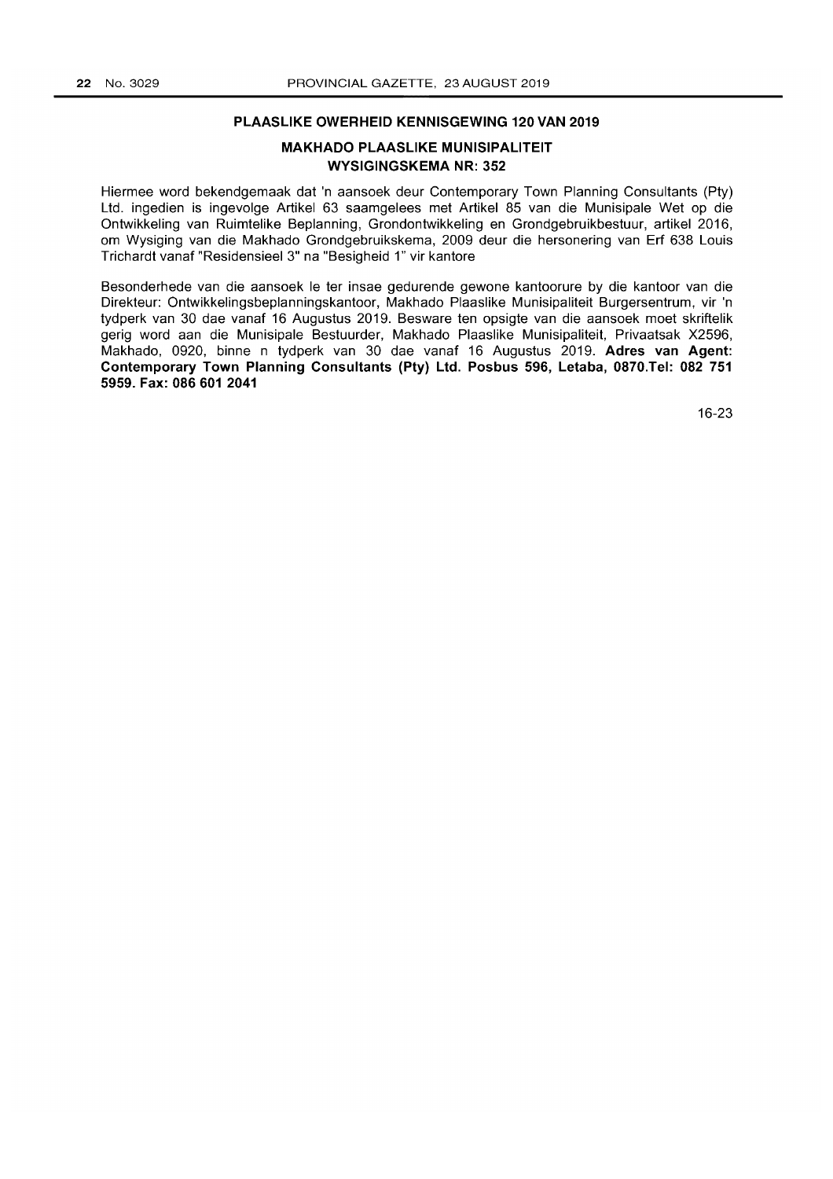## PLAASLIKE OWERHEID KENNISGEWING 120 VAN 2019

### MAKHADO PLAASLIKE MUNISIPALITEIT
### WYSIGINGSKEMA NR: 352

Hiermee word bekendgemaak dat 'n aansoek deur Contemporary Town Planning Consultants (Pty) Ltd. ingedien is ingevolge Artikel 63 saamgelees met Artikel 85 van die Munisipale Wet op die Ontwikkeling van Ruimtelike Beplanning, Grondontwikkeling en Grondgebruikbestuur, artikel 2016, om Wysiging van die Makhado Grondgebruikskema, 2009 deur die hersonering van Erf 638 Louis Trichardt vanaf "Residensieel 3" na "Besigheid 1" vir kantore

Besonderhede van die aansoek le ter insae gedurende gewone kantoorure by die kantoor van die Direkteur: Ontwikkelingsbeplanningskantoor, Makhado Plaaslike Munisipaliteit Burgersentrum, vir 'n tydperk van 30 dae vanaf 16 Augustus 2019. Besware ten opsigte van die aansoek moet skriftelik gerig word aan die Munisipale Bestuurder, Makhado Plaaslike Munisipaliteit, Privaatsak X2596, Makhado, 0920, binne n tydperk van 30 dae vanaf 16 Augustus 2019. **Adres van Agent: Contemporary Town Planning Consultants (Pty) Ltd. Posbus 596, Letaba, 0870.Tel: 082 751 5959. Fax: 086 601 2041**

16-23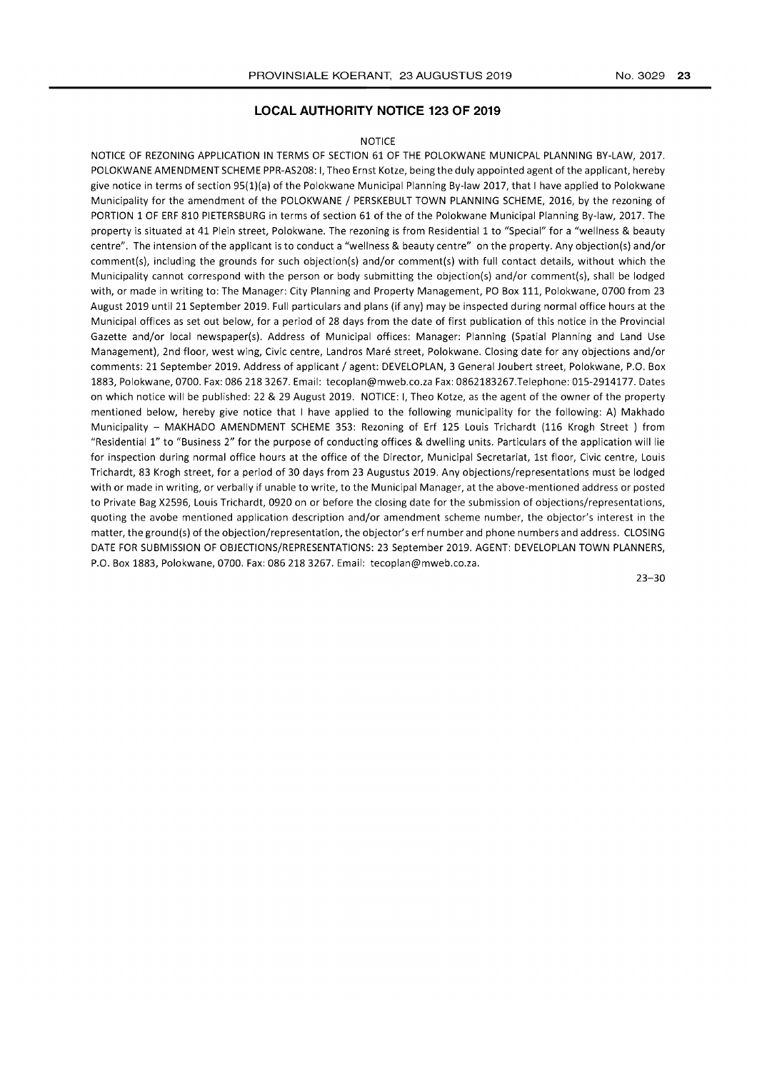## LOCAL AUTHORITY NOTICE 123 OF 2019

NOTICE

NOTICE OF REZONING APPLICATION IN TERMS OF SECTION 61 OF THE POLOKWANE MUNICPAL PLANNING BY-LAW, 2017. POLOKWANE AMENDMENT SCHEME PPR-AS208: I, Theo Ernst Kotze, being the duly appointed agent of the applicant, hereby give notice in terms of section 95(1)(a) of the Polokwane Municipal Planning By-law 2017, that I have applied to Polokwane Municipality for the amendment of the POLOKWANE / PERSKEBULT TOWN PLANNING SCHEME, 2016, by the rezoning of PORTION 1 OF ERF 810 PIETERSBURG in terms of section 61 of the of the Polokwane Municipal Planning By-law, 2017. The property is situated at 41 Plein street, Polokwane. The rezoning is from Residential 1 to "Special" for a "wellness & beauty centre". The intension of the applicant is to conduct a "wellness & beauty centre" on the property. Any objection(s) and/or comment(s), including the grounds for such objection(s) and/or comment(s) with full contact details, without which the Municipality cannot correspond with the person or body submitting the objection(s) and/or comment(s), shall be lodged with, or made in writing to: The Manager: City Planning and Property Management, PO Box 111, Polokwane, 0700 from 23 August 2019 until 21 September 2019. Full particulars and plans (if any) may be inspected during normal office hours at the Municipal offices as set out below, for a period of 28 days from the date of first publication of this notice in the Provincial Gazette and/or local newspaper(s). Address of Municipal offices: Manager: Planning (Spatial Planning and Land Use Management), 2nd floor, west wing, Civic centre, Landros Maré street, Polokwane. Closing date for any objections and/or comments: 21 September 2019. Address of applicant / agent: DEVELOPLAN, 3 General Joubert street, Polokwane, P.O. Box 1883, Polokwane, 0700. Fax: 086 218 3267. Email: tecoplan@mweb.co.za Fax: 0862183267.Telephone: 015-2914177. Dates on which notice will be published: 22 & 29 August 2019. NOTICE: I, Theo Kotze, as the agent of the owner of the property mentioned below, hereby give notice that I have applied to the following municipality for the following: A) Makhado Municipality – MAKHADO AMENDMENT SCHEME 353: Rezoning of Erf 125 Louis Trichardt (116 Krogh Street ) from "Residential 1" to "Business 2" for the purpose of conducting offices & dwelling units. Particulars of the application will lie for inspection during normal office hours at the office of the Director, Municipal Secretariat, 1st floor, Civic centre, Louis Trichardt, 83 Krogh street, for a period of 30 days from 23 Augustus 2019. Any objections/representations must be lodged with or made in writing, or verbally if unable to write, to the Municipal Manager, at the above-mentioned address or posted to Private Bag X2596, Louis Trichardt, 0920 on or before the closing date for the submission of objections/representations, quoting the avobe mentioned application description and/or amendment scheme number, the objector's interest in the matter, the ground(s) of the objection/representation, the objector's erf number and phone numbers and address. CLOSING DATE FOR SUBMISSION OF OBJECTIONS/REPRESENTATIONS: 23 September 2019. AGENT: DEVELOPLAN TOWN PLANNERS, P.O. Box 1883, Polokwane, 0700. Fax: 086 218 3267. Email: tecoplan@mweb.co.za.

23–30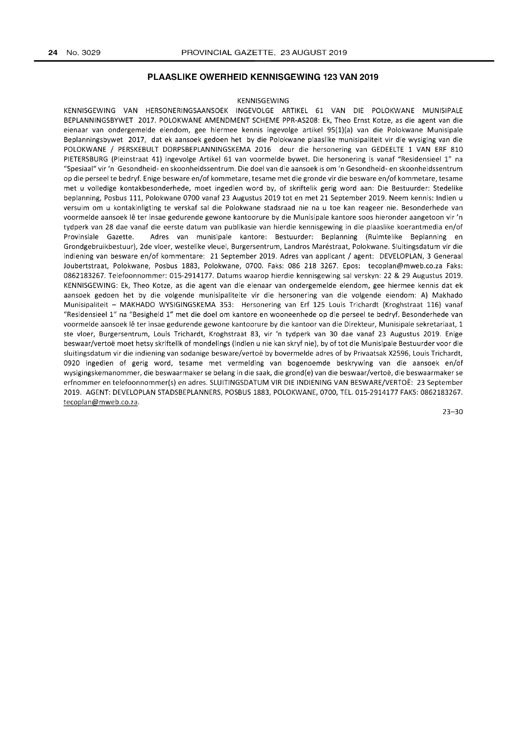## PLAASLIKE OWERHEID KENNISGEWING 123 VAN 2019

KENNISGEWING

KENNISGEWING VAN HERSONERINGSAANSOEK INGEVOLGE ARTIKEL 61 VAN DIE POLOKWANE MUNISIPALE BEPLANNINGSBYWET 2017. POLOKWANE AMENDMENT SCHEME PPR-AS208: Ek, Theo Ernst Kotze, as die agent van die eienaar van ondergemelde eiendom, gee hiermee kennis ingevolge artikel 95(1)(a) van die Polokwane Munisipale Beplanningsbywet 2017, dat ek aansoek gedoen het by die Polokwane plaaslike munisipaliteit vir die wysiging van die POLOKWANE / PERSKEBULT DORPSBEPLANNINGSKEMA 2016 deur die hersonering van GEDEELTE 1 VAN ERF 810 PIETERSBURG (Pleinstraat 41) ingevolge Artikel 61 van voormelde bywet. Die hersonering is vanaf "Residensieel 1" na "Spesiaal" vir 'n Gesondheid- en skoonheidssentrum. Die doel van die aansoek is om 'n Gesondheid- en skoonheidssentrum op die perseel te bedryf. Enige besware en/of kommetare, tesame met die gronde vir die besware en/of kommetare, tesame met u volledige kontakbesonderhede, moet ingedien word by, of skriftelik gerig word aan: Die Bestuurder: Stedelike beplanning, Posbus 111, Polokwane 0700 vanaf 23 Augustus 2019 tot en met 21 September 2019. Neem kennis: Indien u versuim om u kontakinligting te verskaf sal die Polokwane stadsraad nie na u toe kan reageer nie. Besonderhede van voormelde aansoek lê ter insae gedurende gewone kantoorure by die Munisipale kantore soos hieronder aangetoon vir 'n tydperk van 28 dae vanaf die eerste datum van publikasie van hierdie kennisgewing in die plaaslike koerantmedia en/of Provinsiale Gazette. Adres van munisipale kantore: Bestuurder: Beplanning (Ruimtelike Beplanning en Grondgebruikbestuur), 2de vloer, westelike vleuel, Burgersentrum, Landros Maréstraat, Polokwane. Sluitingsdatum vir die indiening van besware en/of kommentare: 21 September 2019. Adres van applicant / agent: DEVELOPLAN, 3 Generaal Joubertstraat, Polokwane, Posbus 1883, Polokwane, 0700. Faks: 086 218 3267. Epos: tecoplan@mweb.co.za Faks: 0862183267. Telefoonnommer: 015-2914177. Datums waarop hierdie kennisgewing sal verskyn: 22 & 29 Augustus 2019. KENNISGEWING: Ek, Theo Kotze, as die agent van die eienaar van ondergemelde eiendom, gee hiermee kennis dat ek aansoek gedoen het by die volgende munisipaliteite vir die hersonering van die volgende eiendom: A) Makhado Munisipaliteit – MAKHADO WYSIGINGSKEMA 353: Hersonering van Erf 125 Louis Trichardt (Kroghstraat 116) vanaf "Residensieel 1" na "Besigheid 1" met die doel om kantore en wooneenhede op die perseel te bedryf. Besonderhede van voormelde aansoek lê ter insae gedurende gewone kantoorure by die kantoor van die Direkteur, Munisipale sekretariaat, 1 ste vloer, Burgersentrum, Louis Trichardt, Kroghstraat 83, vir 'n tydperk van 30 dae vanaf 23 Augustus 2019. Enige beswaar/vertoë moet hetsy skriftelik of mondelings (indien u nie kan skryf nie), by of tot die Munisipale Bestuurder voor die sluitingsdatum vir die indiening van sodanige besware/vertoë by bovermelde adres of by Privaatsak X2596, Louis Trichardt, 0920 ingedien of gerig word, tesame met vermelding van bogenoemde beskrywing van die aansoek en/of wysigingskemanommer, die beswaarmaker se belang in die saak, die grond(e) van die beswaar/vertoë, die beswaarmaker se erfnommer en telefoonnommer(s) en adres. SLUITINGSDATUM VIR DIE INDIENING VAN BESWARE/VERTOË: 23 September 2019. AGENT: DEVELOPLAN STADSBEPLANNERS, POSBUS 1883, POLOKWANE, 0700, TEL. 015-2914177 FAKS: 0862183267. tecoplan@mweb.co.za.

23–30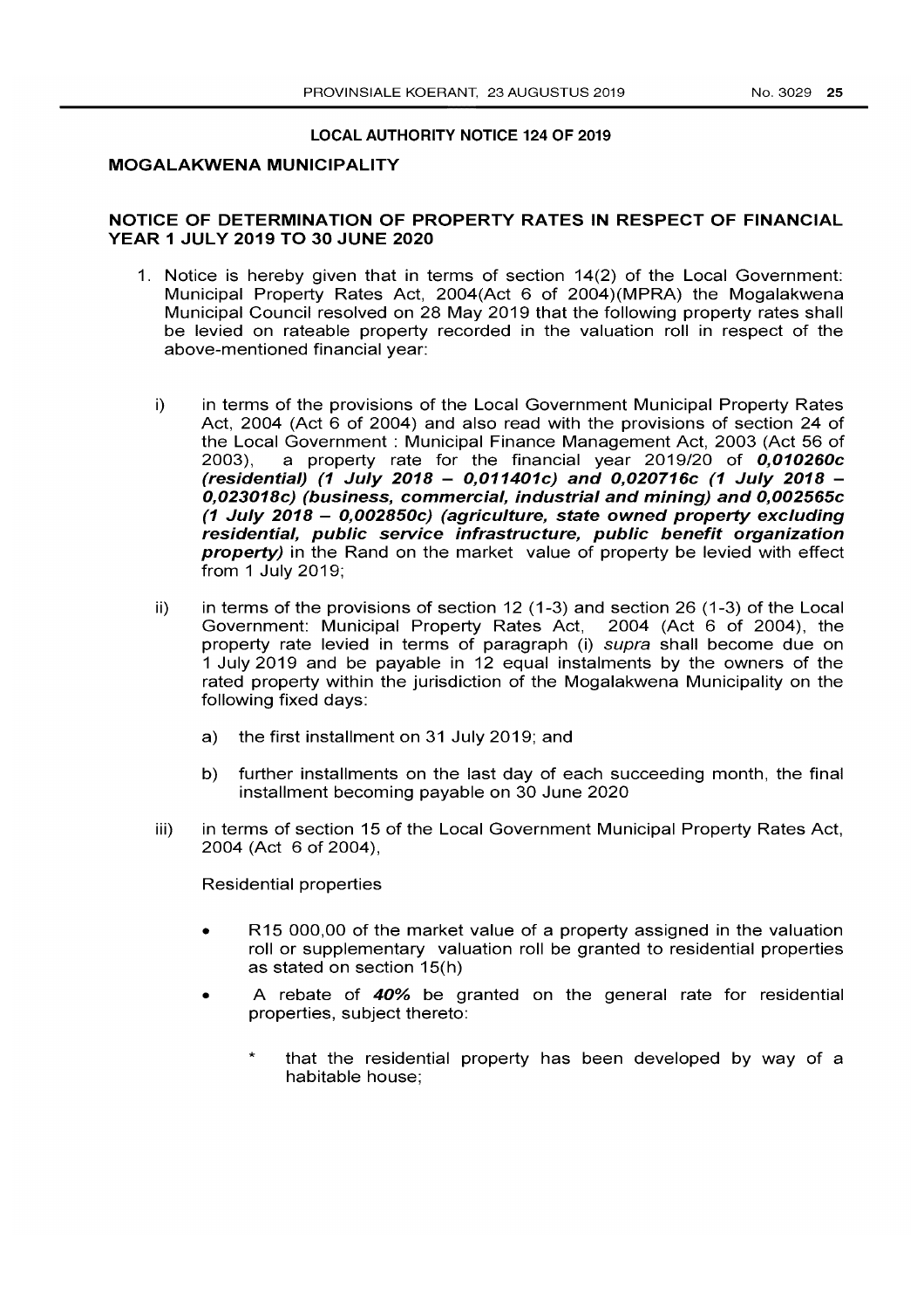## LOCAL AUTHORITY NOTICE 124 OF 2019

### MOGALAKWENA MUNICIPALITY

### NOTICE OF DETERMINATION OF PROPERTY RATES IN RESPECT OF FINANCIAL YEAR 1 JULY 2019 TO 30 JUNE 2020

1. Notice is hereby given that in terms of section 14(2) of the Local Government: Municipal Property Rates Act, 2004(Act 6 of 2004)(MPRA) the Mogalakwena Municipal Council resolved on 28 May 2019 that the following property rates shall be levied on rateable property recorded in the valuation roll in respect of the above-mentioned financial year:

   i) in terms of the provisions of the Local Government Municipal Property Rates Act, 2004 (Act 6 of 2004) and also read with the provisions of section 24 of the Local Government : Municipal Finance Management Act, 2003 (Act 56 of 2003), a property rate for the financial year 2019/20 of ***0,010260c (residential) (1 July 2018 – 0,011401c) and 0,020716c (1 July 2018 – 0,023018c) (business, commercial, industrial and mining) and 0,002565c (1 July 2018 – 0,002850c) (agriculture, state owned property excluding residential, public service infrastructure, public benefit organization property)*** in the Rand on the market value of property be levied with effect from 1 July 2019;

   ii) in terms of the provisions of section 12 (1-3) and section 26 (1-3) of the Local Government: Municipal Property Rates Act, 2004 (Act 6 of 2004), the property rate levied in terms of paragraph (i) *supra* shall become due on 1 July 2019 and be payable in 12 equal instalments by the owners of the rated property within the jurisdiction of the Mogalakwena Municipality on the following fixed days:

      a) the first installment on 31 July 2019; and

      b) further installments on the last day of each succeeding month, the final installment becoming payable on 30 June 2020

   iii) in terms of section 15 of the Local Government Municipal Property Rates Act, 2004 (Act 6 of 2004),

      Residential properties

      - R15 000,00 of the market value of a property assigned in the valuation roll or supplementary valuation roll be granted to residential properties as stated on section 15(h)
      - A rebate of ***40%*** be granted on the general rate for residential properties, subject thereto:
        - * that the residential property has been developed by way of a habitable house;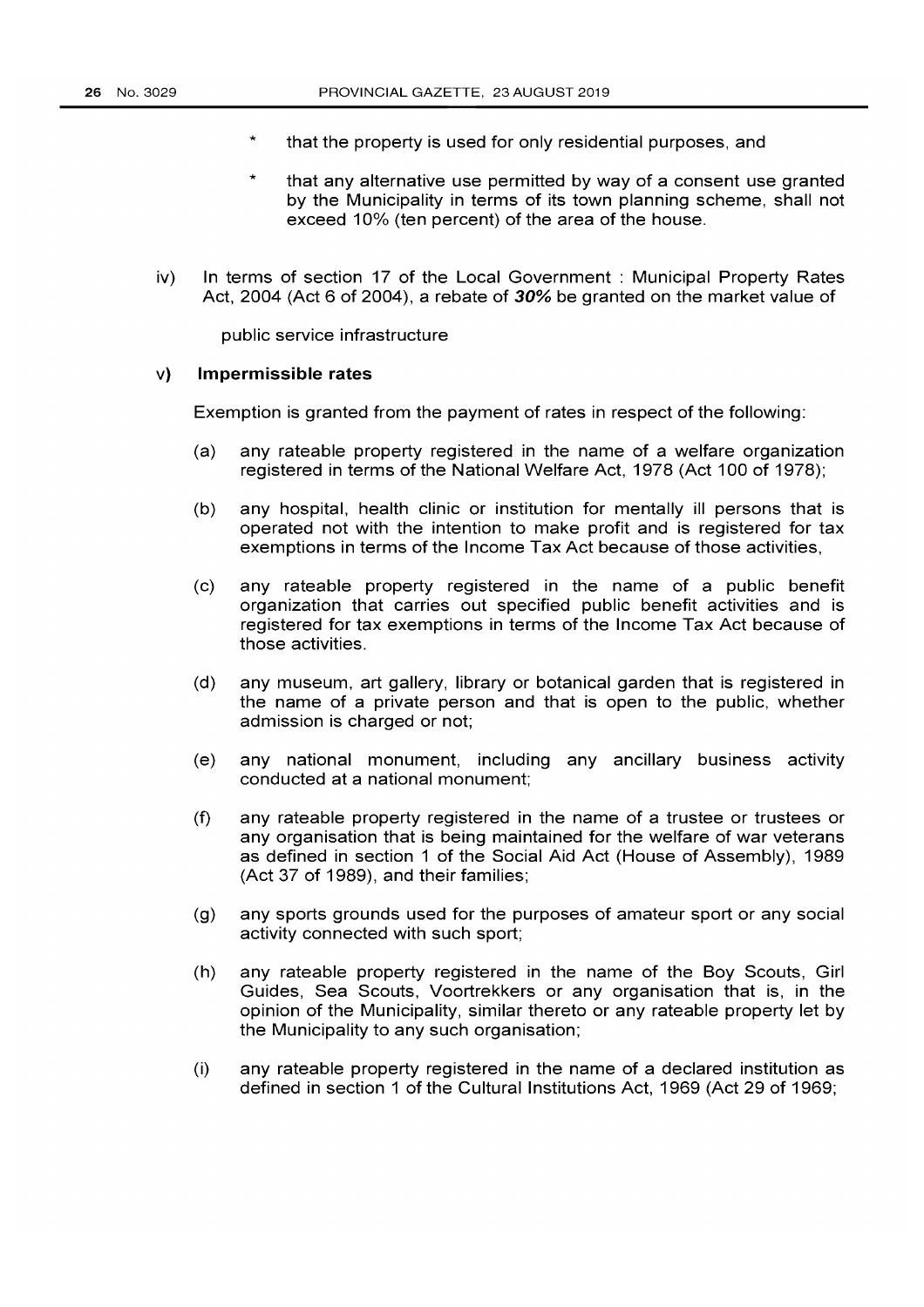* that the property is used for only residential purposes, and

* that any alternative use permitted by way of a consent use granted by the Municipality in terms of its town planning scheme, shall not exceed 10% (ten percent) of the area of the house.

iv) In terms of section 17 of the Local Government : Municipal Property Rates Act, 2004 (Act 6 of 2004), a rebate of ***30%*** be granted on the market value of

public service infrastructure

**v) Impermissible rates**

Exemption is granted from the payment of rates in respect of the following:

(a) any rateable property registered in the name of a welfare organization registered in terms of the National Welfare Act, 1978 (Act 100 of 1978);

(b) any hospital, health clinic or institution for mentally ill persons that is operated not with the intention to make profit and is registered for tax exemptions in terms of the Income Tax Act because of those activities,

(c) any rateable property registered in the name of a public benefit organization that carries out specified public benefit activities and is registered for tax exemptions in terms of the Income Tax Act because of those activities.

(d) any museum, art gallery, library or botanical garden that is registered in the name of a private person and that is open to the public, whether admission is charged or not;

(e) any national monument, including any ancillary business activity conducted at a national monument;

(f) any rateable property registered in the name of a trustee or trustees or any organisation that is being maintained for the welfare of war veterans as defined in section 1 of the Social Aid Act (House of Assembly), 1989 (Act 37 of 1989), and their families;

(g) any sports grounds used for the purposes of amateur sport or any social activity connected with such sport;

(h) any rateable property registered in the name of the Boy Scouts, Girl Guides, Sea Scouts, Voortrekkers or any organisation that is, in the opinion of the Municipality, similar thereto or any rateable property let by the Municipality to any such organisation;

(i) any rateable property registered in the name of a declared institution as defined in section 1 of the Cultural Institutions Act, 1969 (Act 29 of 1969;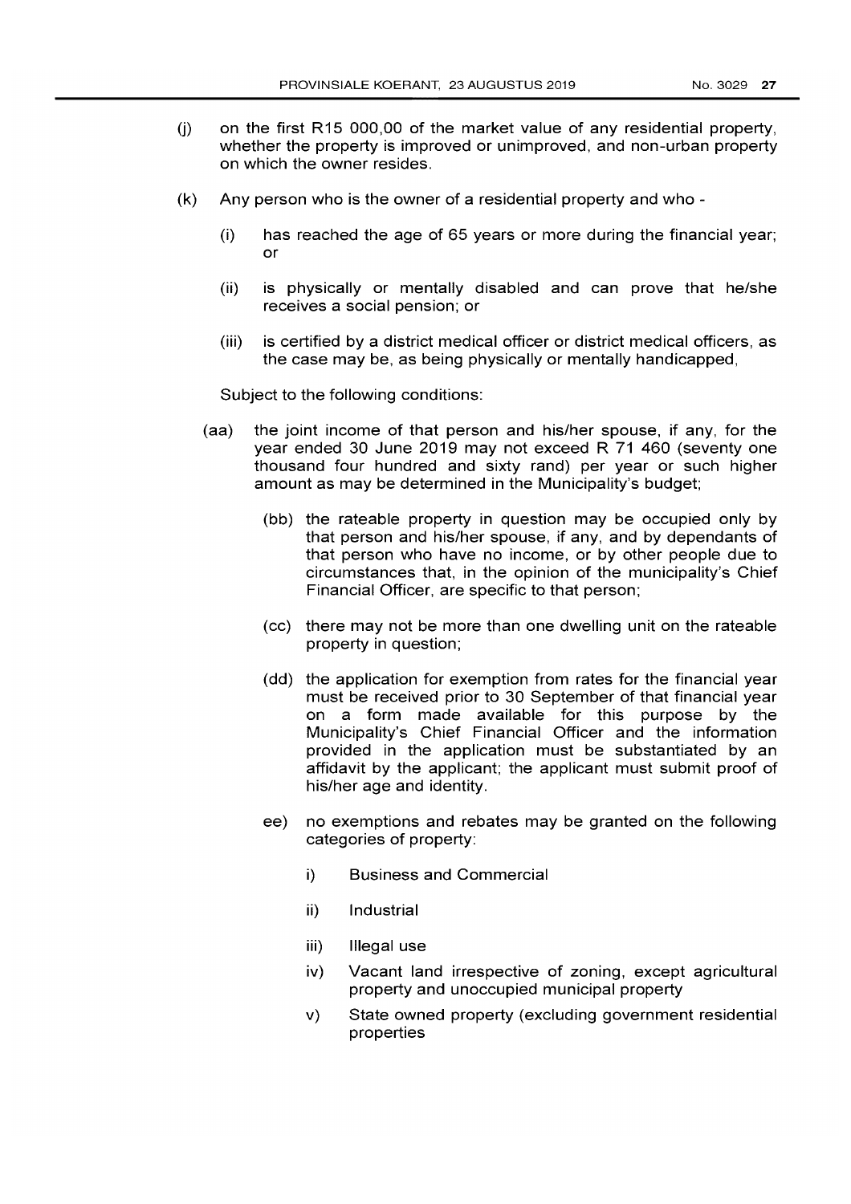(j) on the first R15 000,00 of the market value of any residential property, whether the property is improved or unimproved, and non-urban property on which the owner resides.

(k) Any person who is the owner of a residential property and who -

   (i) has reached the age of 65 years or more during the financial year; or

   (ii) is physically or mentally disabled and can prove that he/she receives a social pension; or

   (iii) is certified by a district medical officer or district medical officers, as the case may be, as being physically or mentally handicapped,

   Subject to the following conditions:

   (aa) the joint income of that person and his/her spouse, if any, for the year ended 30 June 2019 may not exceed R 71 460 (seventy one thousand four hundred and sixty rand) per year or such higher amount as may be determined in the Municipality's budget;

   (bb) the rateable property in question may be occupied only by that person and his/her spouse, if any, and by dependants of that person who have no income, or by other people due to circumstances that, in the opinion of the municipality's Chief Financial Officer, are specific to that person;

   (cc) there may not be more than one dwelling unit on the rateable property in question;

   (dd) the application for exemption from rates for the financial year must be received prior to 30 September of that financial year on a form made available for this purpose by the Municipality's Chief Financial Officer and the information provided in the application must be substantiated by an affidavit by the applicant; the applicant must submit proof of his/her age and identity.

   ee) no exemptions and rebates may be granted on the following categories of property:

      i) Business and Commercial

      ii) Industrial

      iii) Illegal use

      iv) Vacant land irrespective of zoning, except agricultural property and unoccupied municipal property

      v) State owned property (excluding government residential properties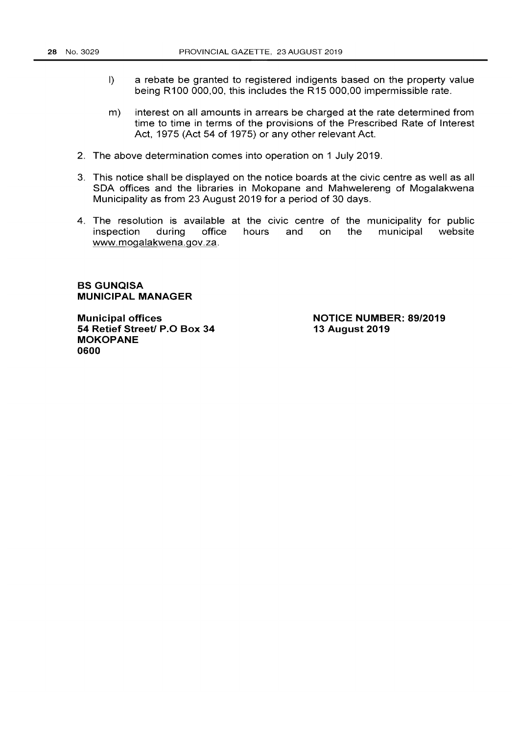l) a rebate be granted to registered indigents based on the property value being R100 000,00, this includes the R15 000,00 impermissible rate.

m) interest on all amounts in arrears be charged at the rate determined from time to time in terms of the provisions of the Prescribed Rate of Interest Act, 1975 (Act 54 of 1975) or any other relevant Act.

2. The above determination comes into operation on 1 July 2019.

3. This notice shall be displayed on the notice boards at the civic centre as well as all SDA offices and the libraries in Mokopane and Mahwelereng of Mogalakwena Municipality as from 23 August 2019 for a period of 30 days.

4. The resolution is available at the civic centre of the municipality for public inspection during office hours and on the municipal website www.mogalakwena.gov.za.

**BS GUNQISA**
**MUNICIPAL MANAGER**

**Municipal offices**
**54 Retief Street/ P.O Box 34**
**MOKOPANE**
**0600**

**NOTICE NUMBER: 89/2019**
**13 August 2019**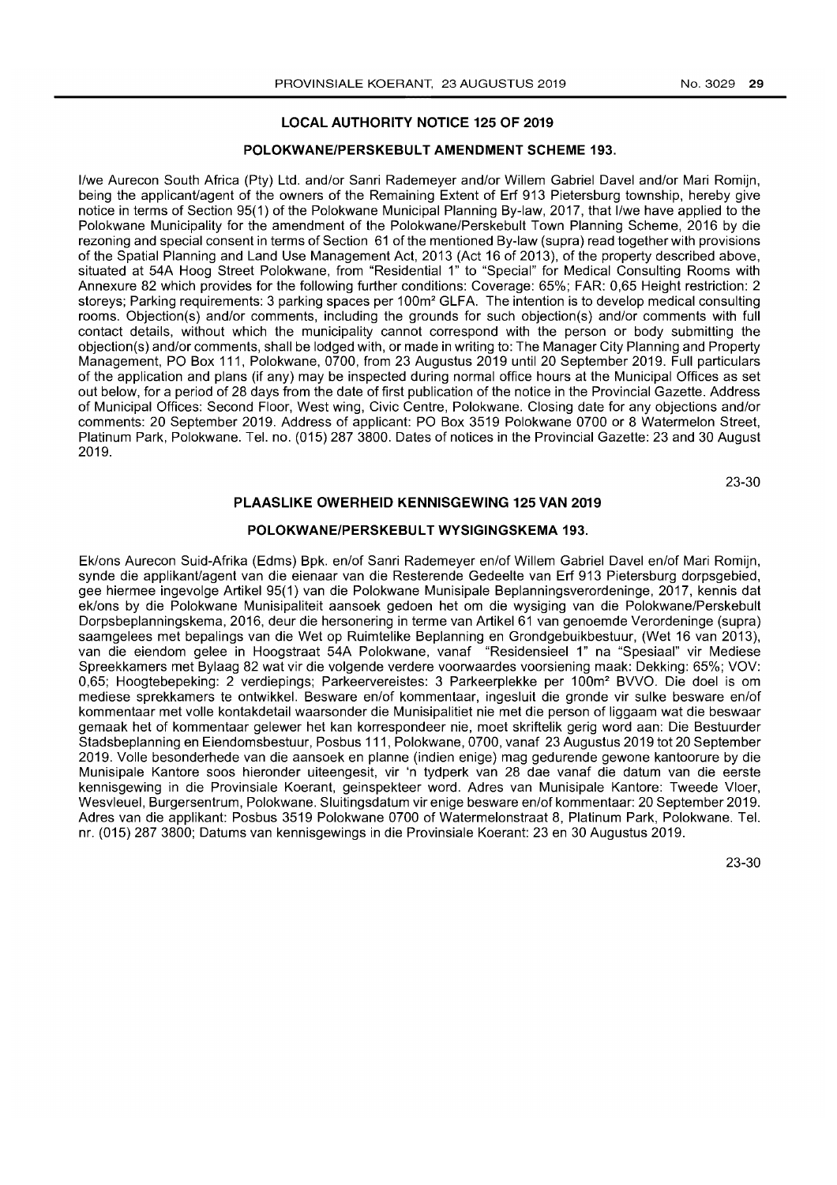## LOCAL AUTHORITY NOTICE 125 OF 2019

### POLOKWANE/PERSKEBULT AMENDMENT SCHEME 193.

I/we Aurecon South Africa (Pty) Ltd. and/or Sanri Rademeyer and/or Willem Gabriel Davel and/or Mari Romijn, being the applicant/agent of the owners of the Remaining Extent of Erf 913 Pietersburg township, hereby give notice in terms of Section 95(1) of the Polokwane Municipal Planning By-law, 2017, that I/we have applied to the Polokwane Municipality for the amendment of the Polokwane/Perskebult Town Planning Scheme, 2016 by the rezoning and special consent in terms of Section 61 of the mentioned By-law (supra) read together with provisions of the Spatial Planning and Land Use Management Act, 2013 (Act 16 of 2013), of the property described above, situated at 54A Hoog Street Polokwane, from "Residential 1" to "Special" for Medical Consulting Rooms with Annexure 82 which provides for the following further conditions: Coverage: 65%; FAR: 0,65 Height restriction: 2 storeys; Parking requirements: 3 parking spaces per 100m² GLFA. The intention is to develop medical consulting rooms. Objection(s) and/or comments, including the grounds for such objection(s) and/or comments with full contact details, without which the municipality cannot correspond with the person or body submitting the objection(s) and/or comments, shall be lodged with, or made in writing to: The Manager City Planning and Property Management, PO Box 111, Polokwane, 0700, from 23 Augustus 2019 until 20 September 2019. Full particulars of the application and plans (if any) may be inspected during normal office hours at the Municipal Offices as set out below, for a period of 28 days from the date of first publication of the notice in the Provincial Gazette. Address of Municipal Offices: Second Floor, West wing, Civic Centre, Polokwane. Closing date for any objections and/or comments: 20 September 2019. Address of applicant: PO Box 3519 Polokwane 0700 or 8 Watermelon Street, Platinum Park, Polokwane. Tel. no. (015) 287 3800. Dates of notices in the Provincial Gazette: 23 and 30 August 2019.

23-30

## PLAASLIKE OWERHEID KENNISGEWING 125 VAN 2019

### POLOKWANE/PERSKEBULT WYSIGINGSKEMA 193.

Ek/ons Aurecon Suid-Afrika (Edms) Bpk. en/of Sanri Rademeyer en/of Willem Gabriel Davel en/of Mari Romijn, synde die applikant/agent van die eienaar van die Resterende Gedeelte van Erf 913 Pietersburg dorpsgebied, gee hiermee ingevolge Artikel 95(1) van die Polokwane Munisipale Beplanningsverordeninge, 2017, kennis dat ek/ons by die Polokwane Munisipaliteit aansoek gedoen het om die wysiging van die Polokwane/Perskebult Dorpsbeplanningskema, 2016, deur die hersonering in terme van Artikel 61 van genoemde Verordeninge (supra) saamgelees met bepalings van die Wet op Ruimtelike Beplanning en Grondgebuikbestuur, (Wet 16 van 2013), van die eiendom gelee in Hoogstraat 54A Polokwane, vanaf "Residensieel 1" na "Spesiaal" vir Mediese Spreekkamers met Bylaag 82 wat vir die volgende verdere voorwaardes voorsiening maak: Dekking: 65%; VOV: 0,65; Hoogtebepeking: 2 verdiepings; Parkeervereistes: 3 Parkeerplekke per 100m² BVVO. Die doel is om mediese sprekkamers te ontwikkel. Besware en/of kommentaar, ingesluit die gronde vir sulke besware en/of kommentaar met volle kontakdetail waarsonder die Munisipalitiet nie met die person of liggaam wat die beswaar gemaak het of kommentaar gelewer het kan korrespondeer nie, moet skriftelik gerig word aan: Die Bestuurder Stadsbeplanning en Eiendomsbestuur, Posbus 111, Polokwane, 0700, vanaf 23 Augustus 2019 tot 20 September 2019. Volle besonderhede van die aansoek en planne (indien enige) mag gedurende gewone kantoorure by die Munisipale Kantore soos hieronder uiteengesit, vir 'n tydperk van 28 dae vanaf die datum van die eerste kennisgewing in die Provinsiale Koerant, geinspekteer word. Adres van Munisipale Kantore: Tweede Vloer, Wesvleuel, Burgersentrum, Polokwane. Sluitingsdatum vir enige besware en/of kommentaar: 20 September 2019. Adres van die applikant: Posbus 3519 Polokwane 0700 of Watermelonstraat 8, Platinum Park, Polokwane. Tel. nr. (015) 287 3800; Datums van kennisgewings in die Provinsiale Koerant: 23 en 30 Augustus 2019.

23-30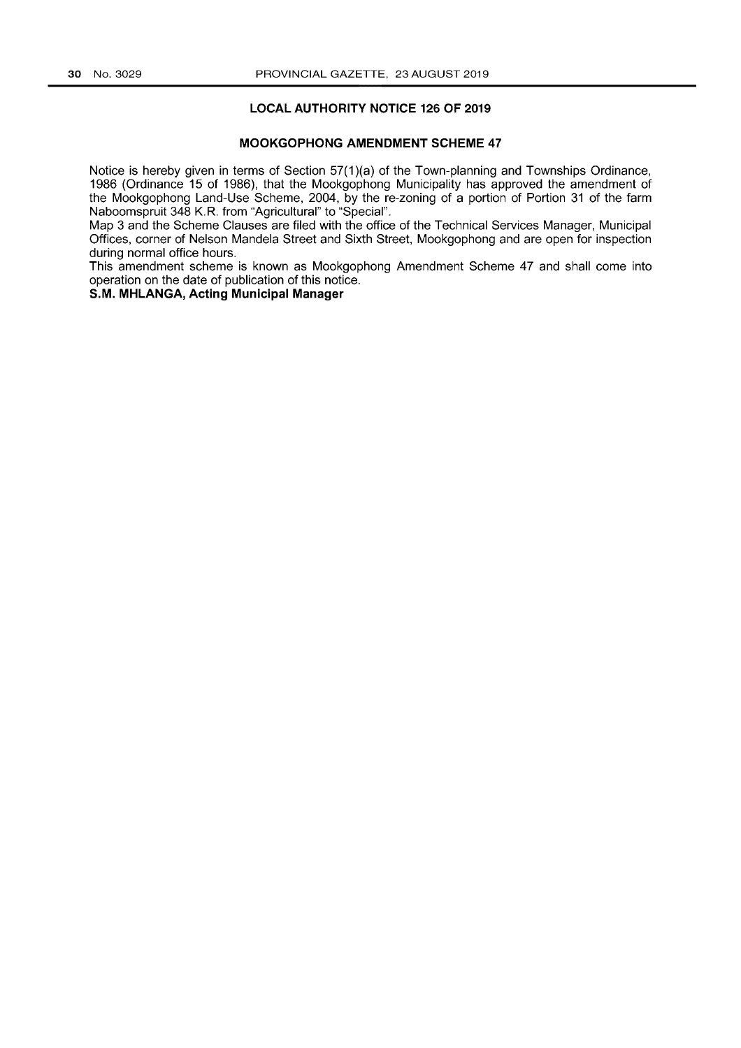## LOCAL AUTHORITY NOTICE 126 OF 2019

### MOOKGOPHONG AMENDMENT SCHEME 47

Notice is hereby given in terms of Section 57(1)(a) of the Town-planning and Townships Ordinance, 1986 (Ordinance 15 of 1986), that the Mookgophong Municipality has approved the amendment of the Mookgophong Land-Use Scheme, 2004, by the re-zoning of a portion of Portion 31 of the farm Naboomspruit 348 K.R. from "Agricultural" to "Special".

Map 3 and the Scheme Clauses are filed with the office of the Technical Services Manager, Municipal Offices, corner of Nelson Mandela Street and Sixth Street, Mookgophong and are open for inspection during normal office hours.

This amendment scheme is known as Mookgophong Amendment Scheme 47 and shall come into operation on the date of publication of this notice.

**S.M. MHLANGA, Acting Municipal Manager**